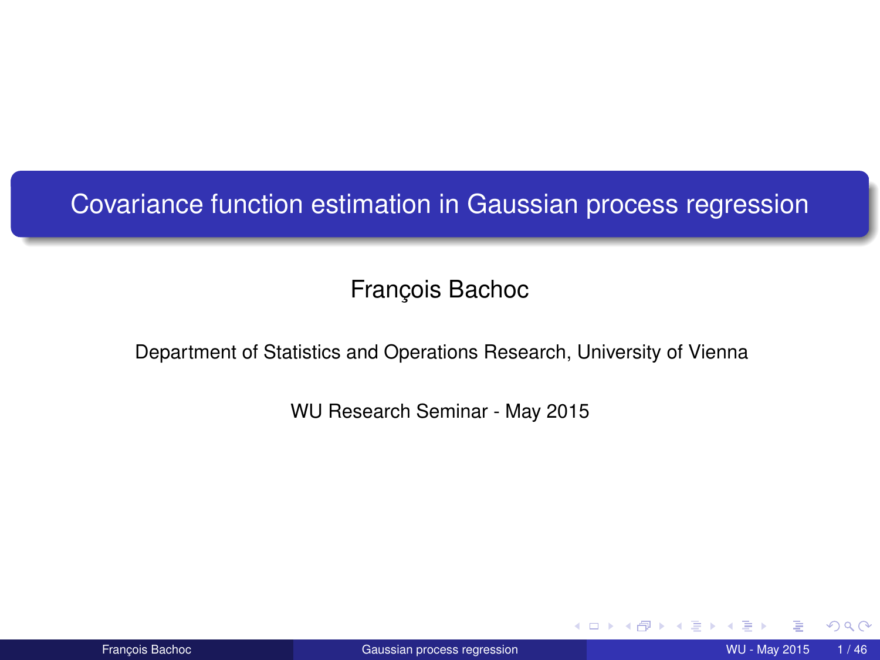# Covariance function estimation in Gaussian process regression

François Bachoc

Department of Statistics and Operations Research, University of Vienna

WU Research Seminar - May 2015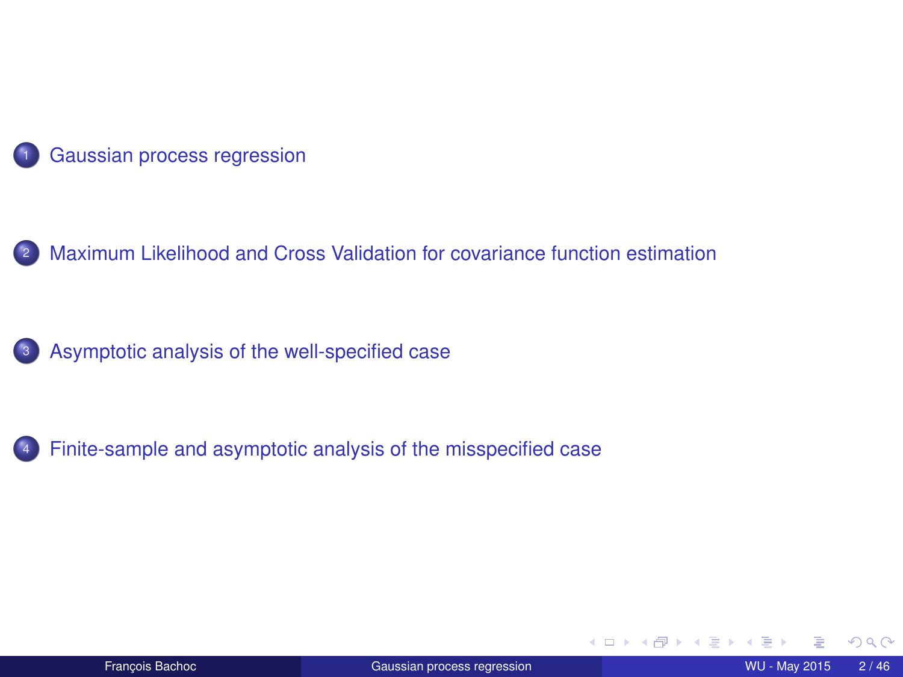1. Gaussian process regression

2. Maximum Likelihood and Cross Validation for covariance function estimation

3. Asymptotic analysis of the well-specified case

4. Finite-sample and asymptotic analysis of the misspecified case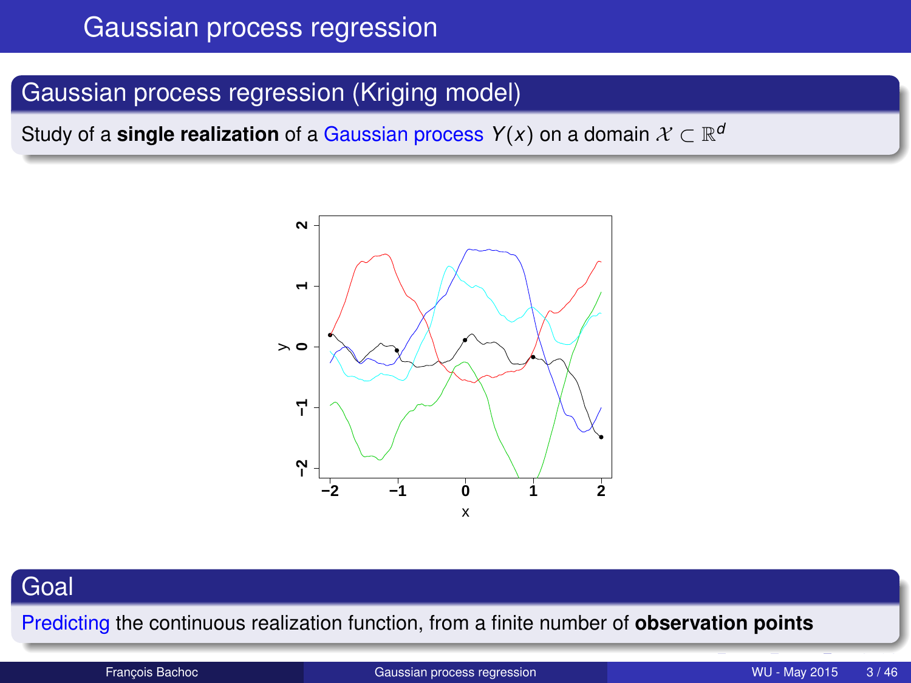# Gaussian process regression

## Gaussian process regression (Kriging model)

Study of a **single realization** of a Gaussian process $Y(x)$ on a domain $\mathcal{X} \subset \mathbb{R}^d$

## Goal

Predicting the continuous realization function, from a finite number of **observation points**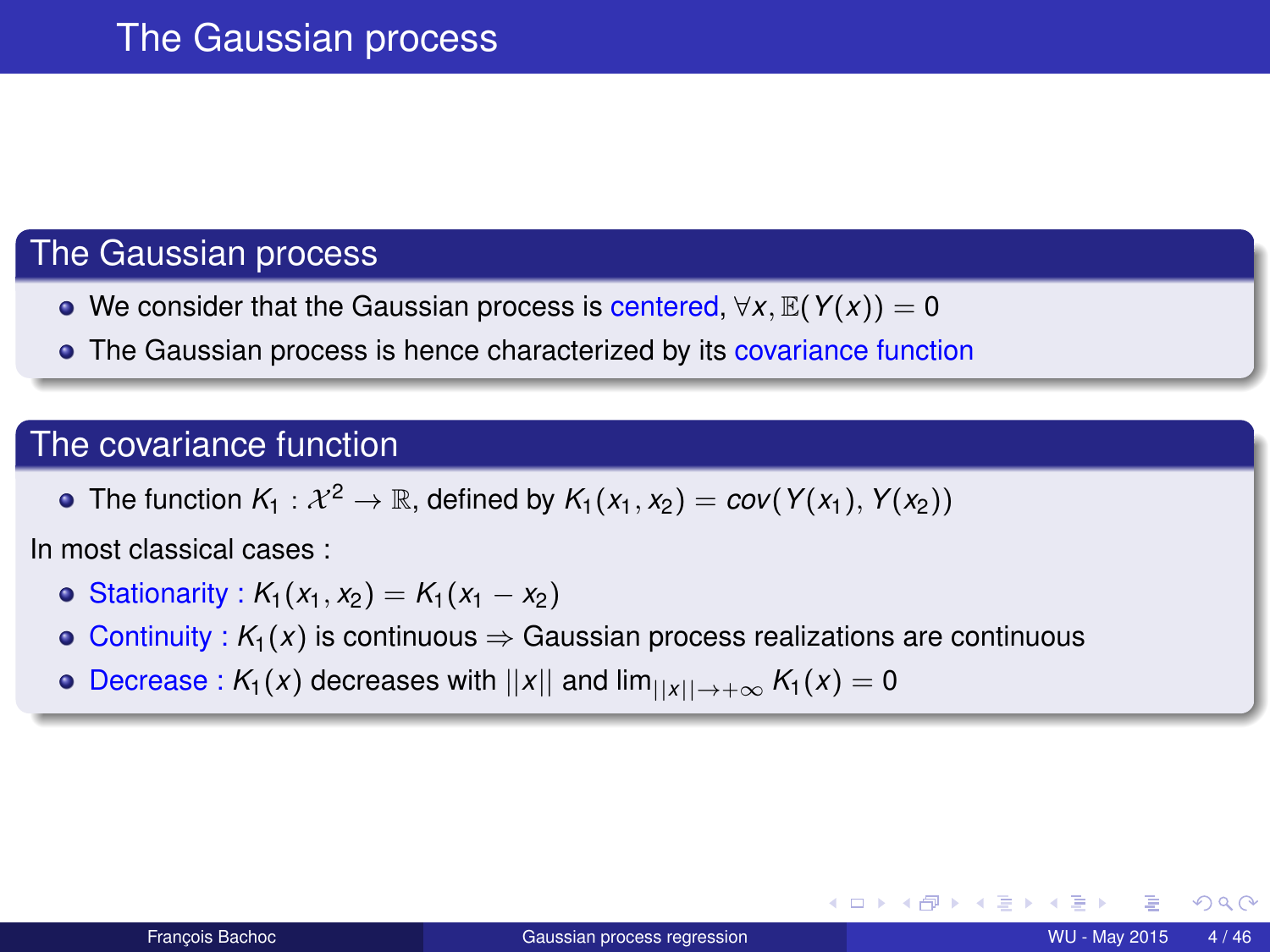# The Gaussian process

## The Gaussian process

- We consider that the Gaussian process is centered, $\forall x, \mathbb{E}(Y(x)) = 0$
- The Gaussian process is hence characterized by its covariance function

## The covariance function

- The function $K_1 : \mathcal{X}^2 \to \mathbb{R}$, defined by $K_1(x_1, x_2) = cov(Y(x_1), Y(x_2))$

In most classical cases :

- Stationarity : $K_1(x_1, x_2) = K_1(x_1 - x_2)$
- Continuity : $K_1(x)$ is continuous $\Rightarrow$ Gaussian process realizations are continuous
- Decrease : $K_1(x)$ decreases with $||x||$ and $\lim_{||x|| \to +\infty} K_1(x) = 0$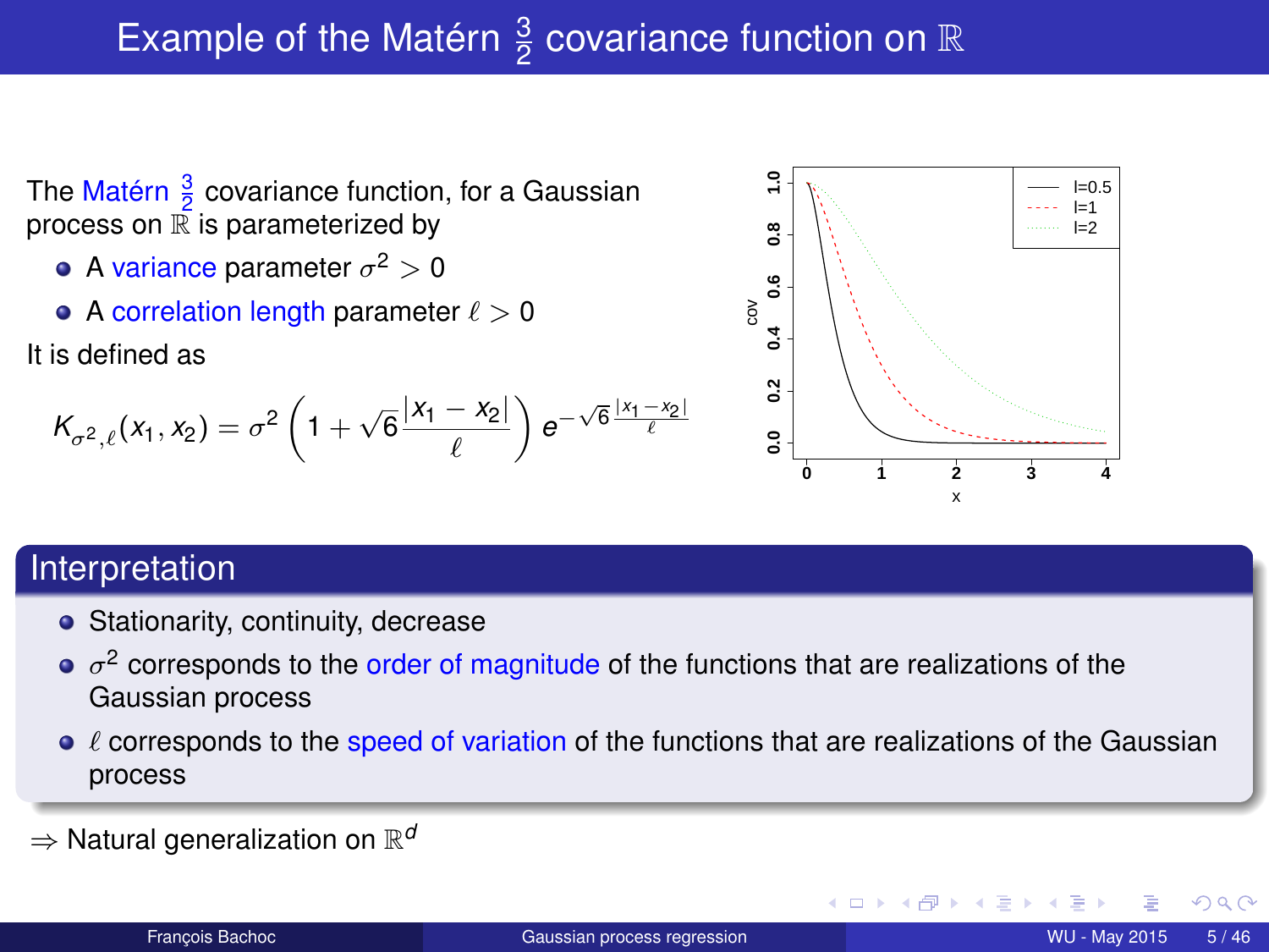# Example of the Matérn $\frac{3}{2}$ covariance function on $\mathbb{R}$

The Matérn $\frac{3}{2}$ covariance function, for a Gaussian process on $\mathbb{R}$ is parameterized by

- A variance parameter $\sigma^2 > 0$
- A correlation length parameter $\ell > 0$

It is defined as

$$K_{\sigma^2,\ell}(x_1, x_2) = \sigma^2 \left(1 + \sqrt{6}\frac{|x_1 - x_2|}{\ell}\right) e^{-\sqrt{6}\frac{|x_1 - x_2|}{\ell}}$$

## Interpretation

- Stationarity, continuity, decrease
- $\sigma^2$ corresponds to the order of magnitude of the functions that are realizations of the Gaussian process
- $\ell$ corresponds to the speed of variation of the functions that are realizations of the Gaussian process

$\Rightarrow$ Natural generalization on $\mathbb{R}^d$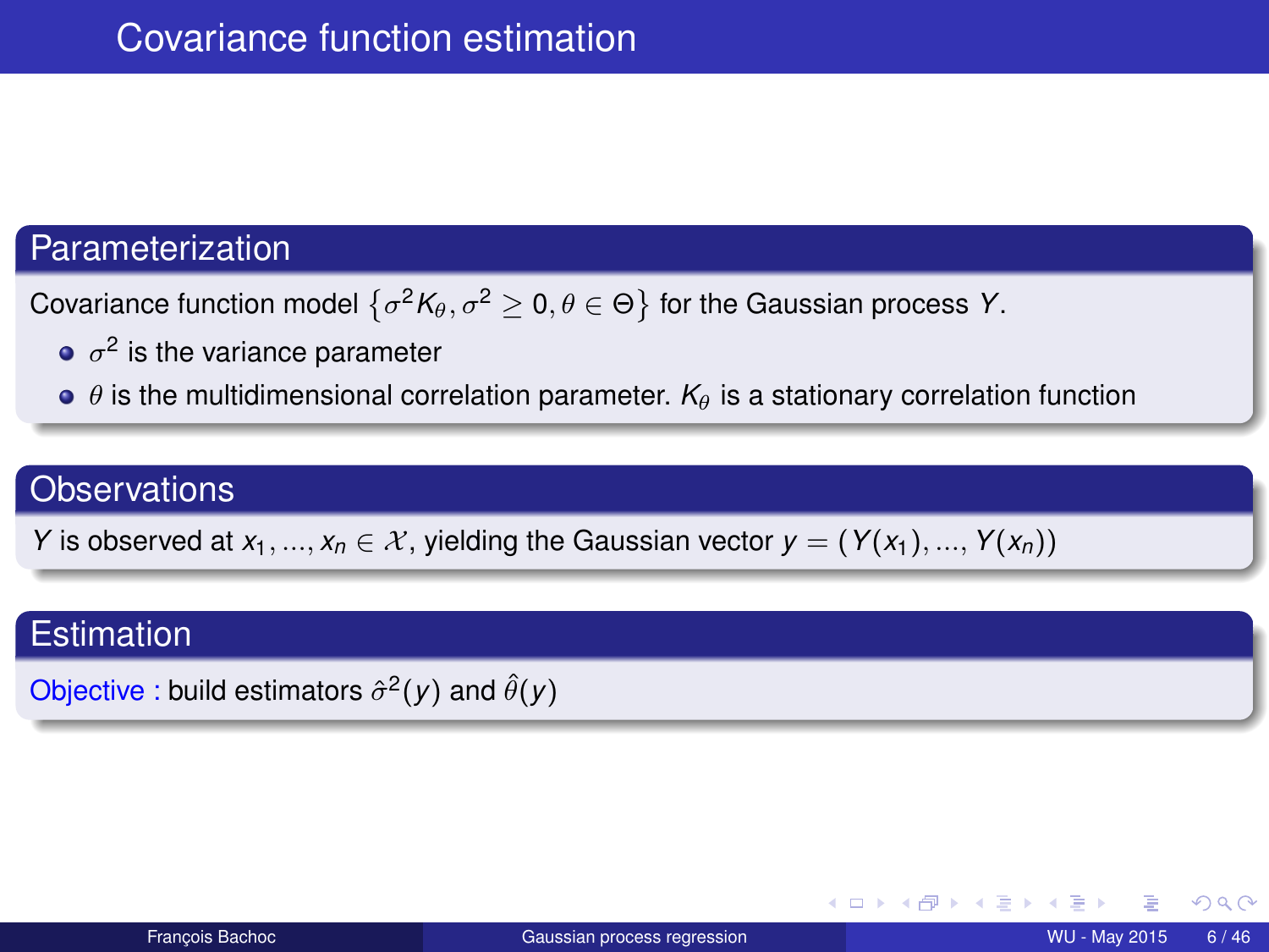# Covariance function estimation

## Parameterization

Covariance function model $\left\{\sigma^2 K_\theta, \sigma^2 \geq 0, \theta \in \Theta\right\}$ for the Gaussian process $Y$.

- $\sigma^2$ is the variance parameter
- $\theta$ is the multidimensional correlation parameter. $K_\theta$ is a stationary correlation function

## Observations

$Y$ is observed at $x_1, ..., x_n \in \mathcal{X}$, yielding the Gaussian vector $y = (Y(x_1), ..., Y(x_n))$

## Estimation

Objective : build estimators $\hat{\sigma}^2(y)$ and $\hat{\theta}(y)$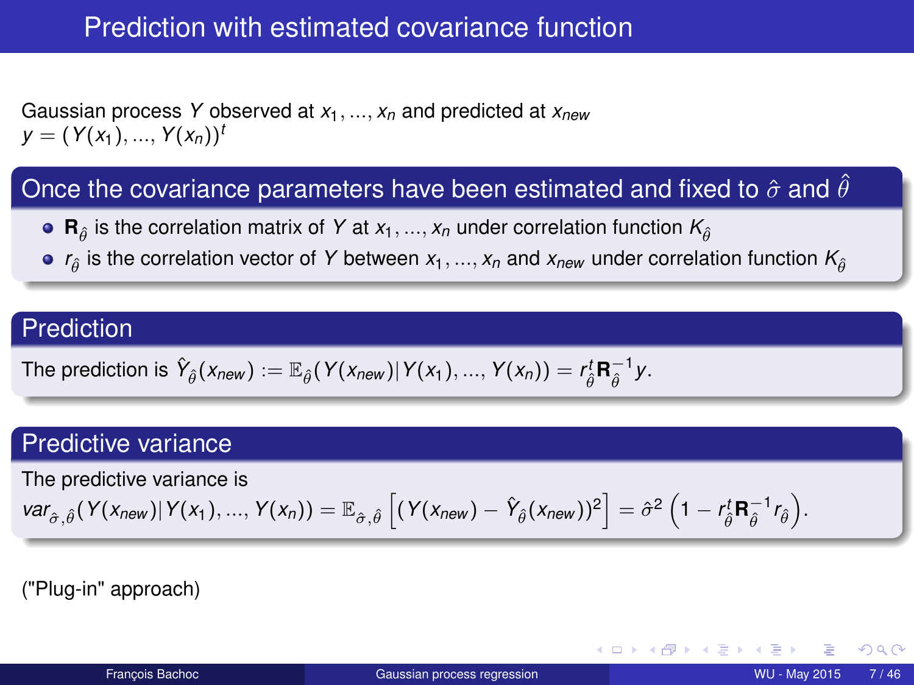# Prediction with estimated covariance function

Gaussian process $Y$ observed at $x_1, ..., x_n$ and predicted at $x_{new}$
$y = (Y(x_1), ..., Y(x_n))^t$

## Once the covariance parameters have been estimated and fixed to $\hat{\sigma}$ and $\hat{\theta}$

- $\mathbf{R}_{\hat{\theta}}$ is the correlation matrix of $Y$ at $x_1, ..., x_n$ under correlation function $K_{\hat{\theta}}$
- $r_{\hat{\theta}}$ is the correlation vector of $Y$ between $x_1, ..., x_n$ and $x_{new}$ under correlation function $K_{\hat{\theta}}$

## Prediction

The prediction is $\hat{Y}_{\hat{\theta}}(x_{new}) := \mathbb{E}_{\hat{\theta}}(Y(x_{new})|Y(x_1), ..., Y(x_n)) = r_{\hat{\theta}}^t \mathbf{R}_{\hat{\theta}}^{-1} y$.

## Predictive variance

The predictive variance is

$$var_{\hat{\sigma},\hat{\theta}}(Y(x_{new})|Y(x_1), ..., Y(x_n)) = \mathbb{E}_{\hat{\sigma},\hat{\theta}}\left[(Y(x_{new}) - \hat{Y}_{\hat{\theta}}(x_{new}))^2\right] = \hat{\sigma}^2\left(1 - r_{\hat{\theta}}^t \mathbf{R}_{\hat{\theta}}^{-1} r_{\hat{\theta}}\right).$$

("Plug-in" approach)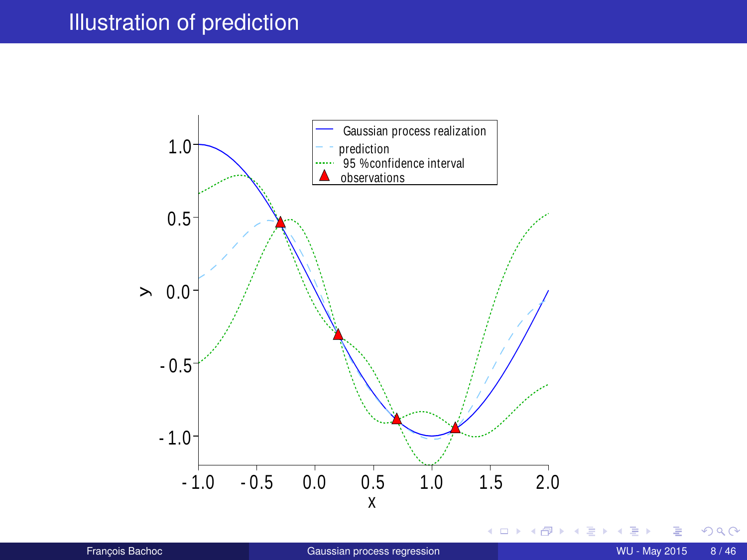# Illustration of prediction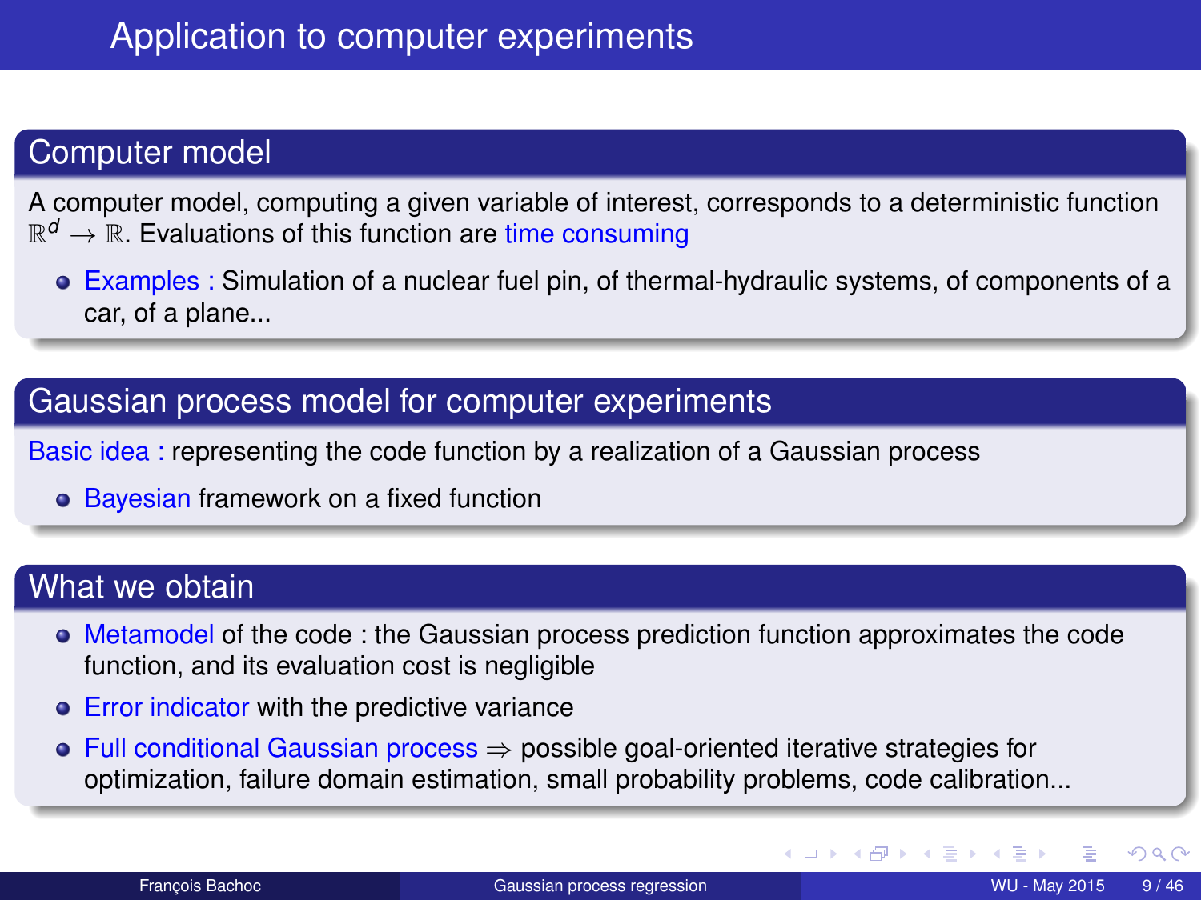# Application to computer experiments

## Computer model

A computer model, computing a given variable of interest, corresponds to a deterministic function $\mathbb{R}^d \to \mathbb{R}$. Evaluations of this function are time consuming

- Examples : Simulation of a nuclear fuel pin, of thermal-hydraulic systems, of components of a car, of a plane...

## Gaussian process model for computer experiments

Basic idea : representing the code function by a realization of a Gaussian process

- Bayesian framework on a fixed function

## What we obtain

- Metamodel of the code : the Gaussian process prediction function approximates the code function, and its evaluation cost is negligible
- Error indicator with the predictive variance
- Full conditional Gaussian process $\Rightarrow$ possible goal-oriented iterative strategies for optimization, failure domain estimation, small probability problems, code calibration...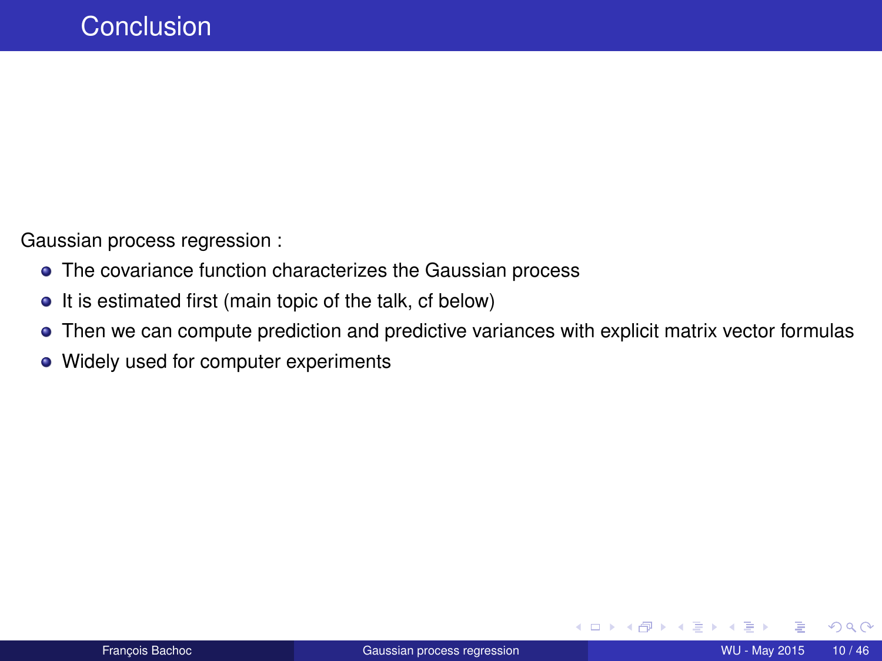# Conclusion

Gaussian process regression :

- The covariance function characterizes the Gaussian process
- It is estimated first (main topic of the talk, cf below)
- Then we can compute prediction and predictive variances with explicit matrix vector formulas
- Widely used for computer experiments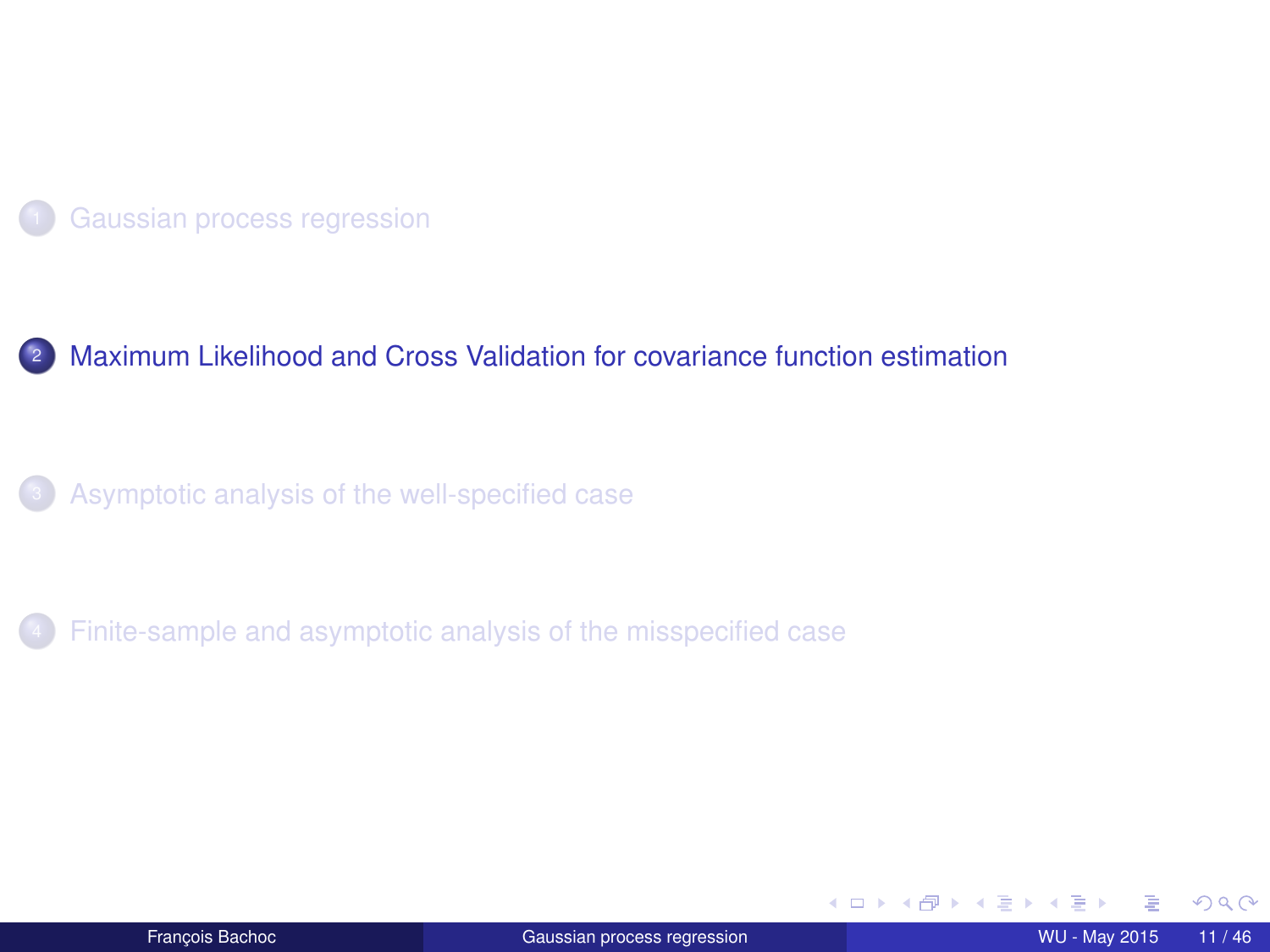1. Gaussian process regression

2. Maximum Likelihood and Cross Validation for covariance function estimation

3. Asymptotic analysis of the well-specified case

4. Finite-sample and asymptotic analysis of the misspecified case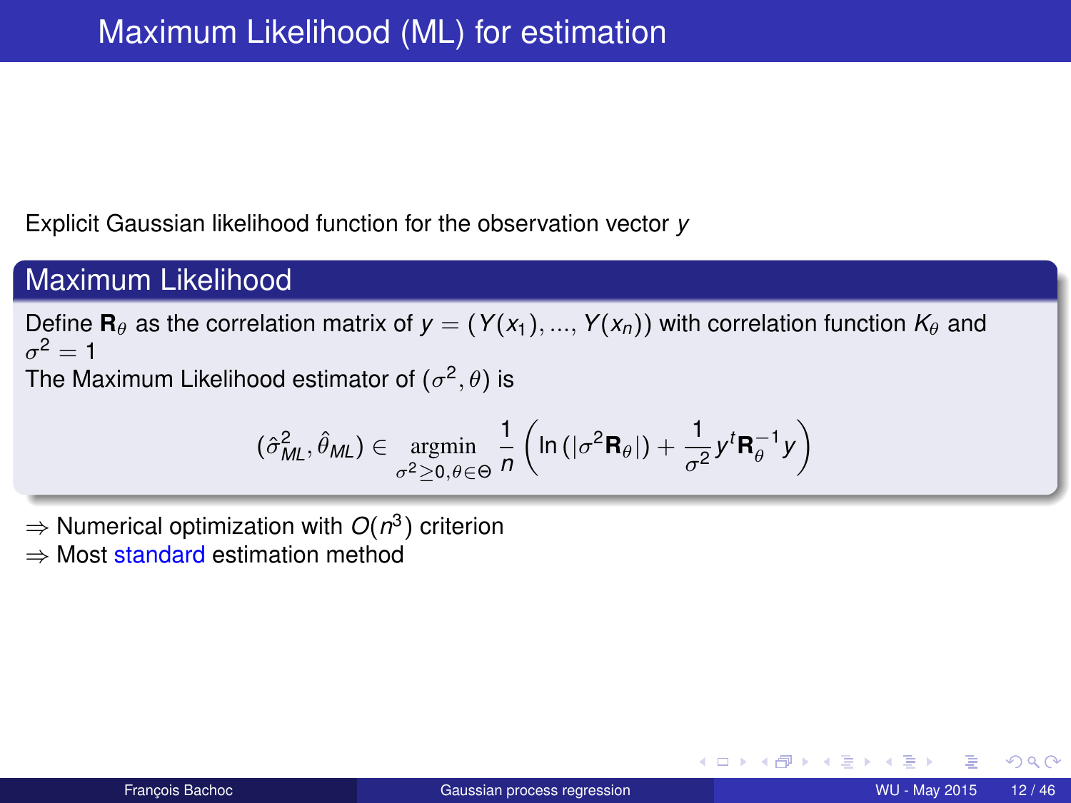# Maximum Likelihood (ML) for estimation

Explicit Gaussian likelihood function for the observation vector $y$

## Maximum Likelihood

Define $\mathbf{R}_\theta$ as the correlation matrix of $y = (Y(x_1), ..., Y(x_n))$ with correlation function $K_\theta$ and $\sigma^2 = 1$

The Maximum Likelihood estimator of $(\sigma^2, \theta)$ is

$$(\hat{\sigma}^2_{ML}, \hat{\theta}_{ML}) \in \underset{\sigma^2 \geq 0, \theta \in \Theta}{\operatorname{argmin}} \frac{1}{n} \left( \ln \left( |\sigma^2 \mathbf{R}_\theta| \right) + \frac{1}{\sigma^2} y^t \mathbf{R}_\theta^{-1} y \right)$$

$\Rightarrow$ Numerical optimization with $O(n^3)$ criterion

$\Rightarrow$ Most standard estimation method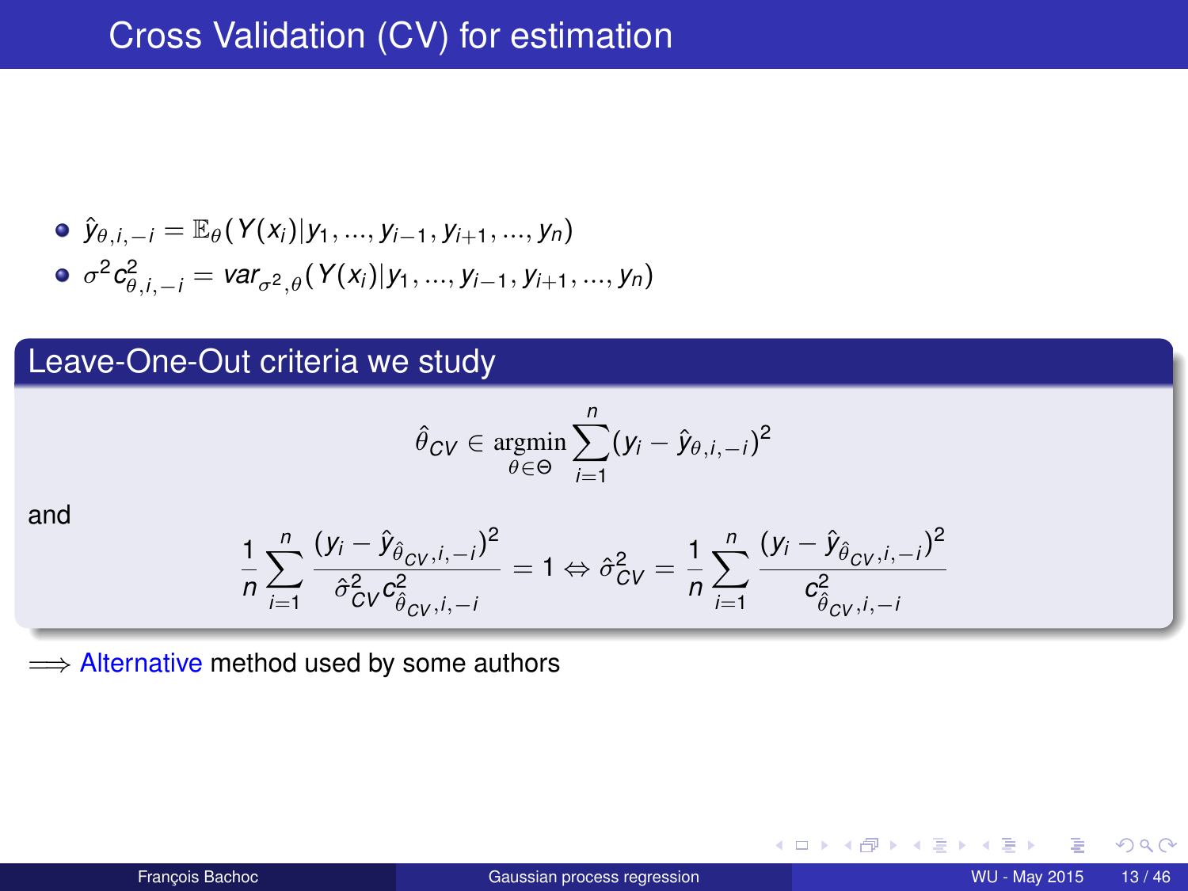# Cross Validation (CV) for estimation

- $\hat{y}_{\theta,i,-i} = \mathbb{E}_{\theta}(Y(x_i)|y_1, ..., y_{i-1}, y_{i+1}, ..., y_n)$
- $\sigma^2 c^2_{\theta,i,-i} = var_{\sigma^2,\theta}(Y(x_i)|y_1, ..., y_{i-1}, y_{i+1}, ..., y_n)$

## Leave-One-Out criteria we study

$$\hat{\theta}_{CV} \in \underset{\theta \in \Theta}{\operatorname{argmin}} \sum_{i=1}^{n} (y_i - \hat{y}_{\theta,i,-i})^2$$

and

$$\frac{1}{n} \sum_{i=1}^{n} \frac{(y_i - \hat{y}_{\hat{\theta}_{CV},i,-i})^2}{\hat{\sigma}^2_{CV} c^2_{\hat{\theta}_{CV},i,-i}} = 1 \Leftrightarrow \hat{\sigma}^2_{CV} = \frac{1}{n} \sum_{i=1}^{n} \frac{(y_i - \hat{y}_{\hat{\theta}_{CV},i,-i})^2}{c^2_{\hat{\theta}_{CV},i,-i}}$$

$\Longrightarrow$ Alternative method used by some authors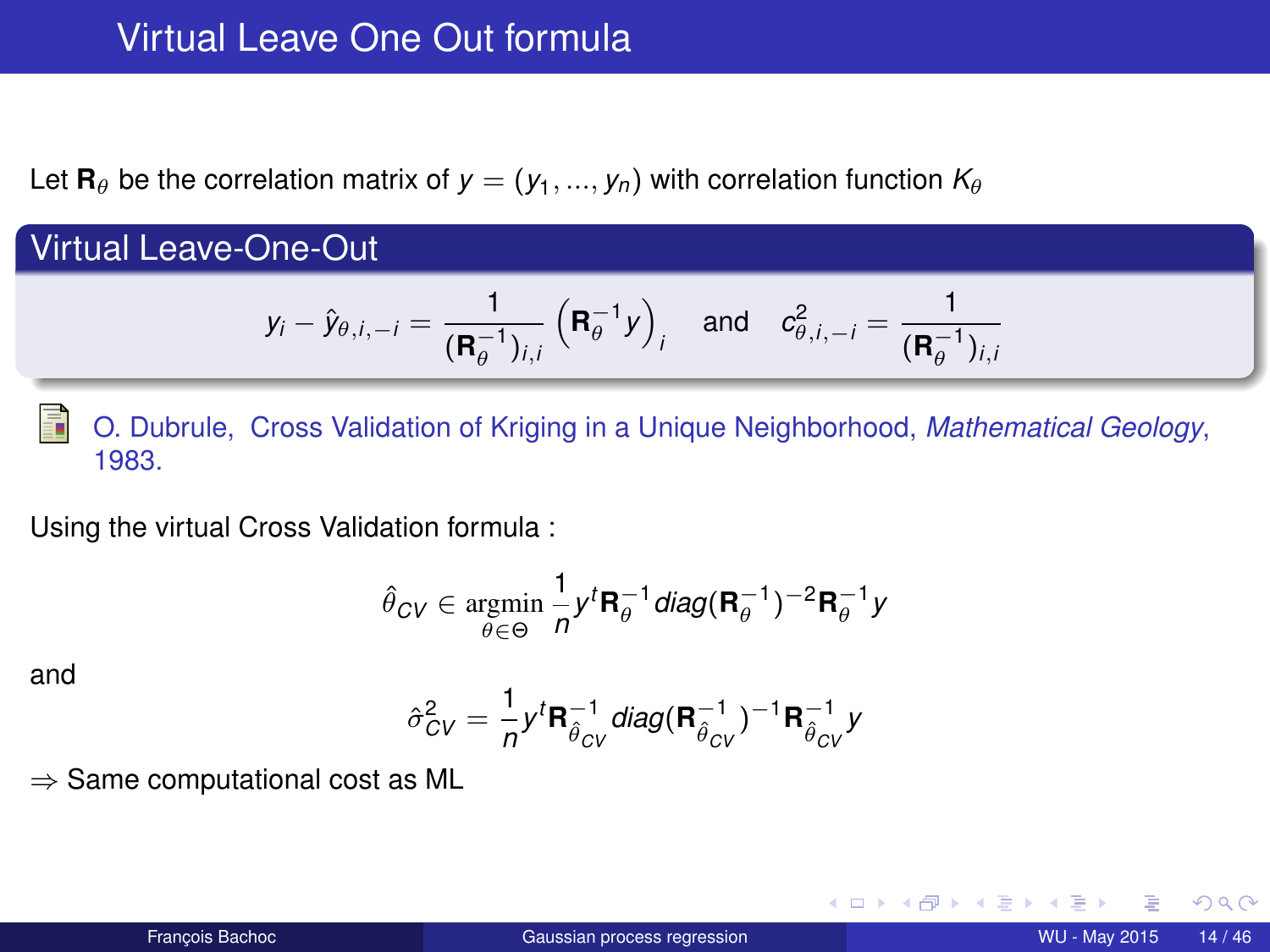# Virtual Leave One Out formula

Let $\mathbf{R}_\theta$ be the correlation matrix of $y = (y_1, ..., y_n)$ with correlation function $K_\theta$

## Virtual Leave-One-Out

$$y_i - \hat{y}_{\theta,i,-i} = \frac{1}{(\mathbf{R}_\theta^{-1})_{i,i}} \left(\mathbf{R}_\theta^{-1} y\right)_i \quad \text{and} \quad c^2_{\theta,i,-i} = \frac{1}{(\mathbf{R}_\theta^{-1})_{i,i}}$$

O. Dubrule, Cross Validation of Kriging in a Unique Neighborhood, *Mathematical Geology*, 1983.

Using the virtual Cross Validation formula :

$$\hat{\theta}_{CV} \in \underset{\theta \in \Theta}{\operatorname{argmin}} \frac{1}{n} y^t \mathbf{R}_\theta^{-1} diag(\mathbf{R}_\theta^{-1})^{-2} \mathbf{R}_\theta^{-1} y$$

and

$$\hat{\sigma}^2_{CV} = \frac{1}{n} y^t \mathbf{R}^{-1}_{\hat{\theta}_{CV}} diag(\mathbf{R}^{-1}_{\hat{\theta}_{CV}})^{-1} \mathbf{R}^{-1}_{\hat{\theta}_{CV}} y$$

$\Rightarrow$ Same computational cost as ML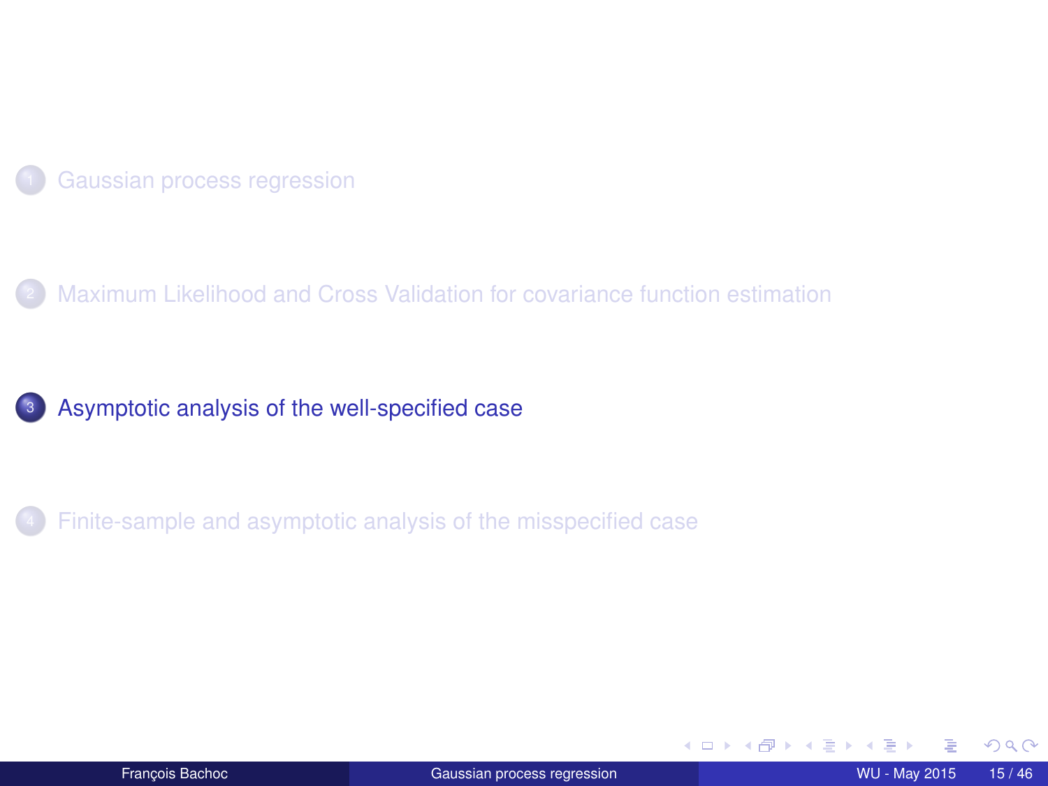1. Gaussian process regression

2. Maximum Likelihood and Cross Validation for covariance function estimation

3. **Asymptotic analysis of the well-specified case**

4. Finite-sample and asymptotic analysis of the misspecified case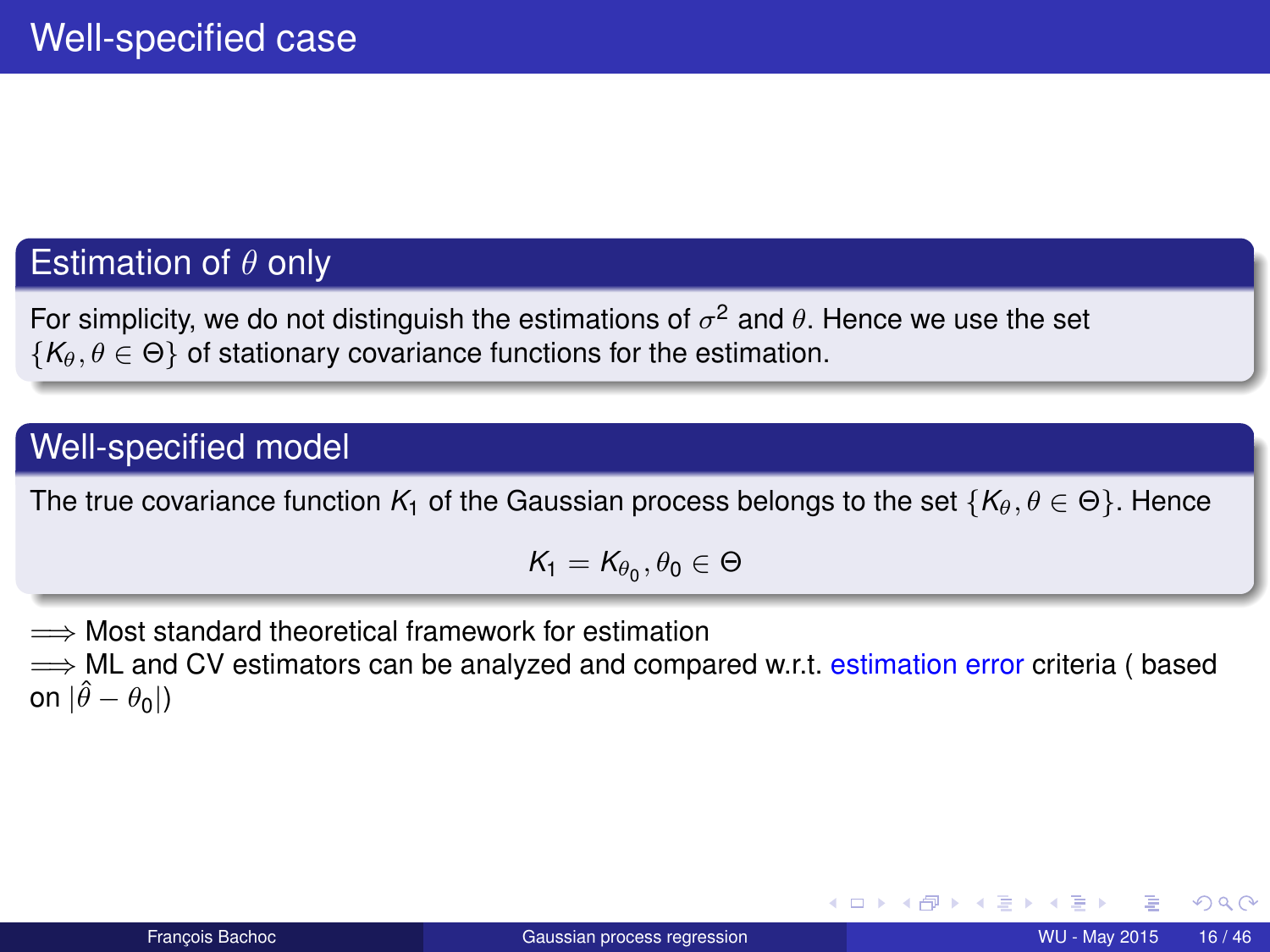# Well-specified case

## Estimation of $\theta$ only

For simplicity, we do not distinguish the estimations of $\sigma^2$ and $\theta$. Hence we use the set $\{K_\theta, \theta \in \Theta\}$ of stationary covariance functions for the estimation.

## Well-specified model

The true covariance function $K_1$ of the Gaussian process belongs to the set $\{K_\theta, \theta \in \Theta\}$. Hence

$$K_1 = K_{\theta_0}, \theta_0 \in \Theta$$

$\Longrightarrow$ Most standard theoretical framework for estimation

$\Longrightarrow$ ML and CV estimators can be analyzed and compared w.r.t. estimation error criteria ( based on $|\hat{\theta} - \theta_0|$)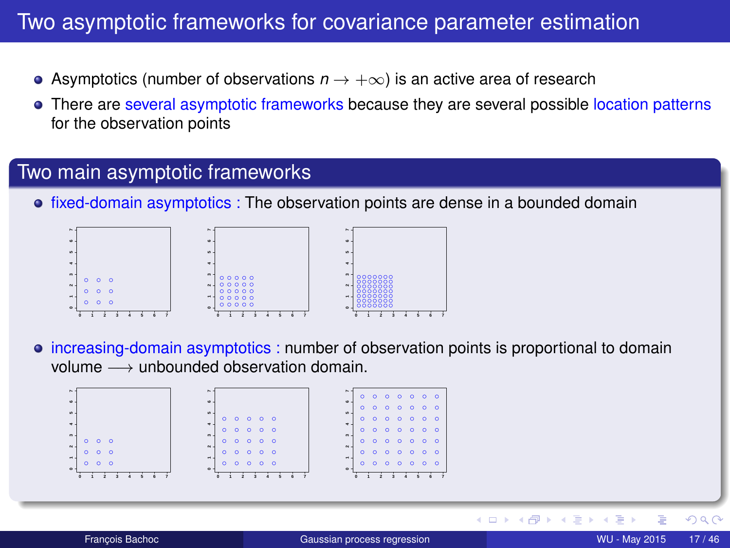# Two asymptotic frameworks for covariance parameter estimation

- Asymptotics (number of observations $n \to +\infty$) is an active area of research
- There are several asymptotic frameworks because they are several possible location patterns for the observation points

## Two main asymptotic frameworks

- fixed-domain asymptotics : The observation points are dense in a bounded domain

- increasing-domain asymptotics : number of observation points is proportional to domain volume $\longrightarrow$ unbounded observation domain.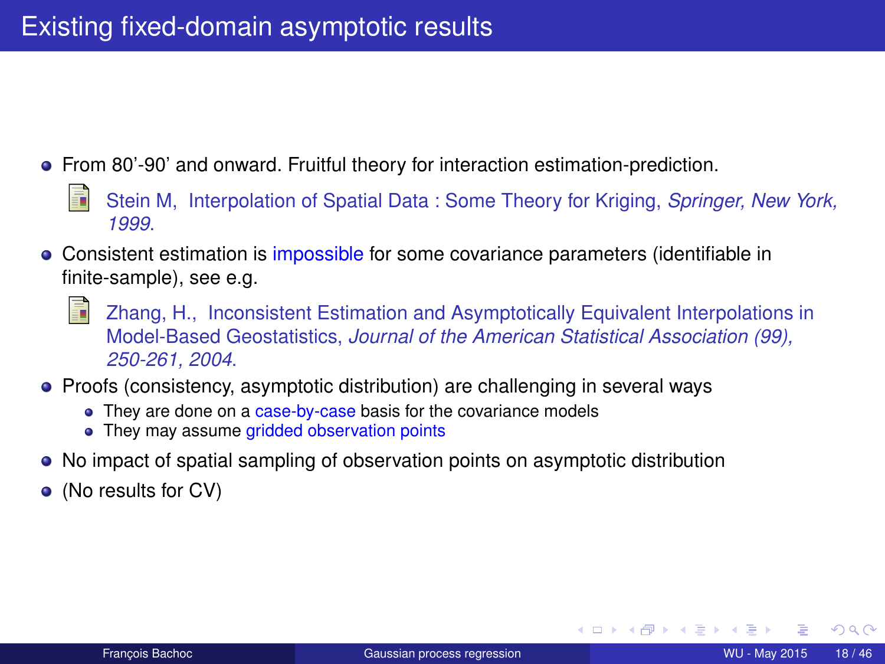# Existing fixed-domain asymptotic results

- From 80'-90' and onward. Fruitful theory for interaction estimation-prediction.

  Stein M, Interpolation of Spatial Data : Some Theory for Kriging, *Springer, New York, 1999*.

- Consistent estimation is impossible for some covariance parameters (identifiable in finite-sample), see e.g.

  Zhang, H., Inconsistent Estimation and Asymptotically Equivalent Interpolations in Model-Based Geostatistics, *Journal of the American Statistical Association (99), 250-261, 2004*.

- Proofs (consistency, asymptotic distribution) are challenging in several ways
  - They are done on a case-by-case basis for the covariance models
  - They may assume gridded observation points
- No impact of spatial sampling of observation points on asymptotic distribution
- (No results for CV)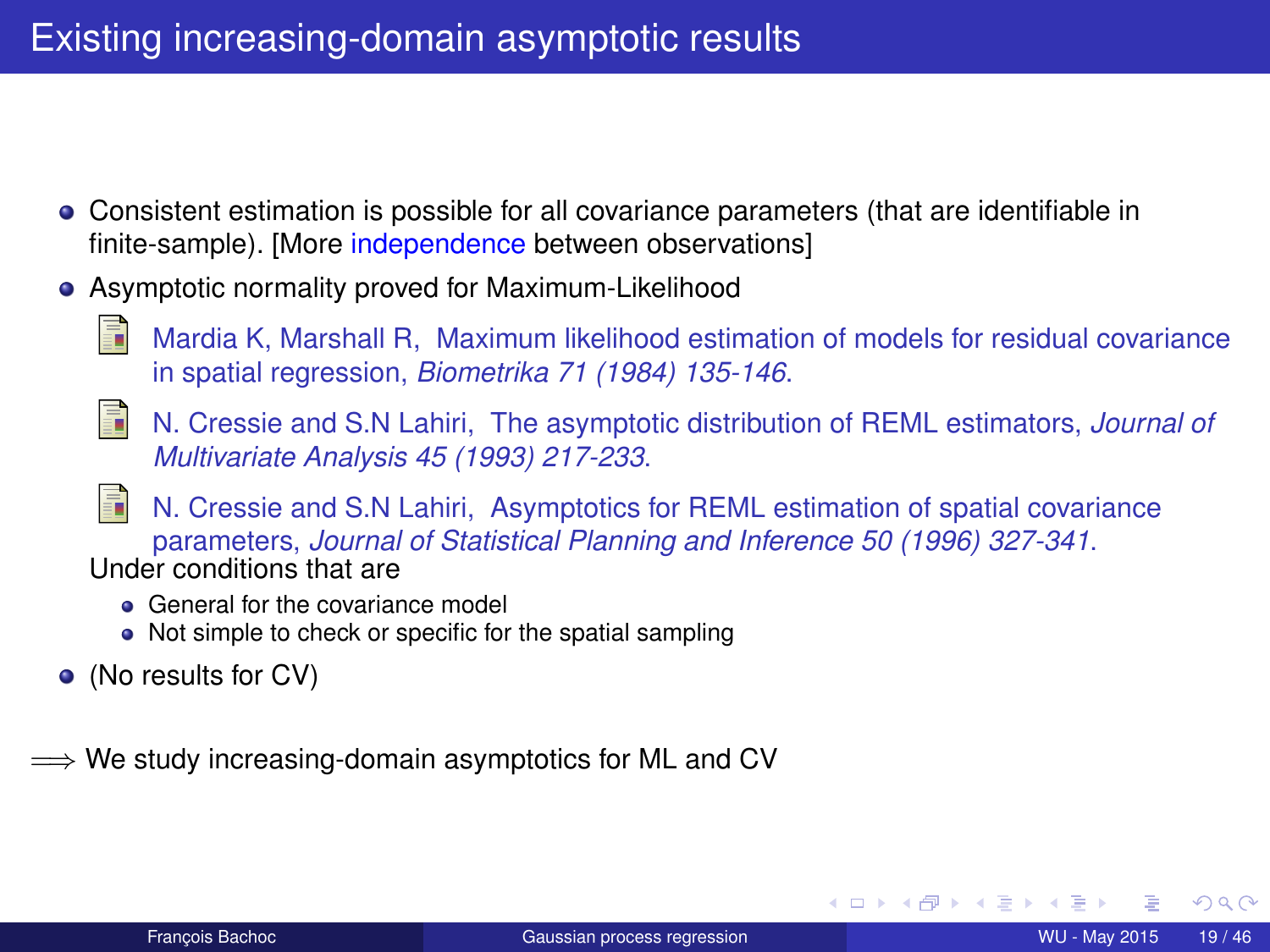# Existing increasing-domain asymptotic results

- Consistent estimation is possible for all covariance parameters (that are identifiable in finite-sample). [More independence between observations]
- Asymptotic normality proved for Maximum-Likelihood
  - Mardia K, Marshall R, Maximum likelihood estimation of models for residual covariance in spatial regression, *Biometrika 71 (1984) 135-146*.
  - N. Cressie and S.N Lahiri, The asymptotic distribution of REML estimators, *Journal of Multivariate Analysis 45 (1993) 217-233*.
  - N. Cressie and S.N Lahiri, Asymptotics for REML estimation of spatial covariance parameters, *Journal of Statistical Planning and Inference 50 (1996) 327-341*.

  Under conditions that are
  - General for the covariance model
  - Not simple to check or specific for the spatial sampling
- (No results for CV)

$\Longrightarrow$ We study increasing-domain asymptotics for ML and CV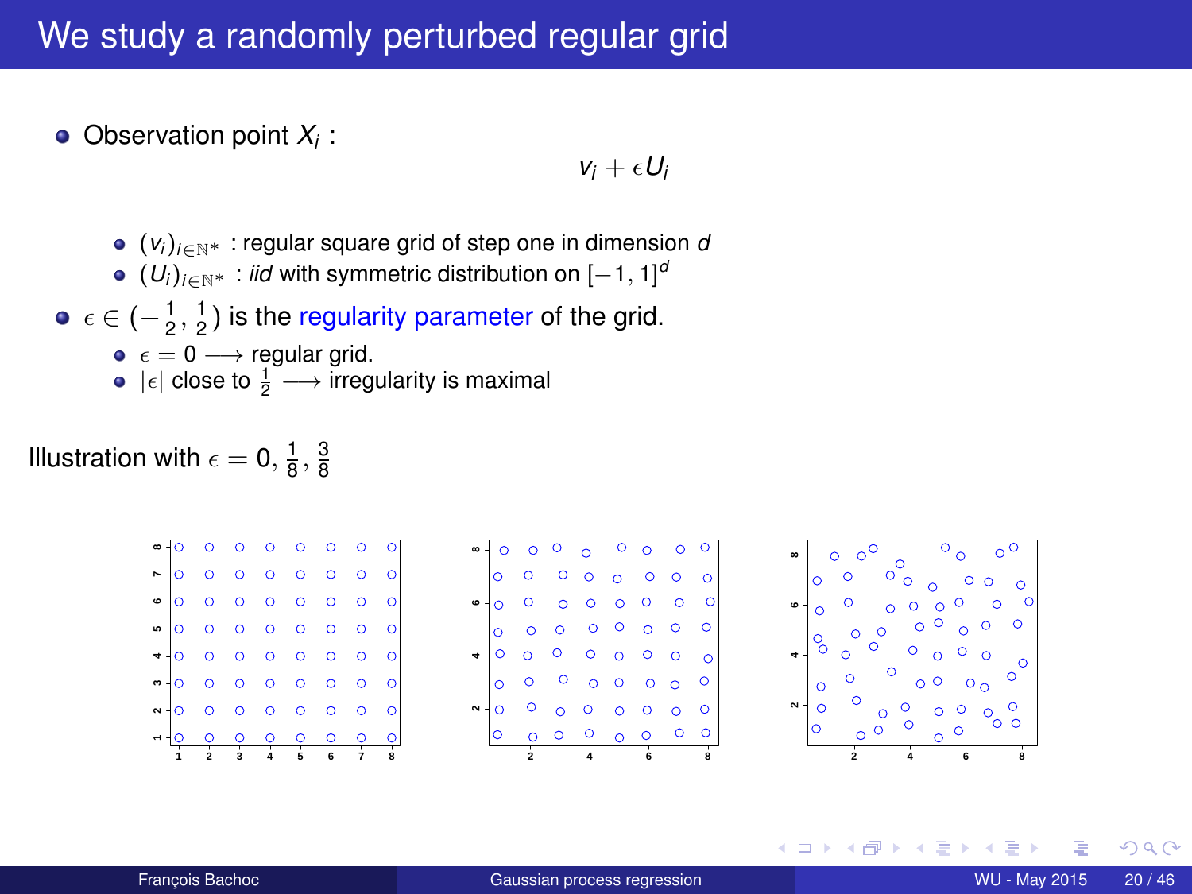# We study a randomly perturbed regular grid

- Observation point $X_i$ :

$$v_i + \epsilon U_i$$

  - $(v_i)_{i \in \mathbb{N}^*}$ : regular square grid of step one in dimension $d$
  - $(U_i)_{i \in \mathbb{N}^*}$ : *iid* with symmetric distribution on $[-1, 1]^d$

- $\epsilon \in (-\frac{1}{2}, \frac{1}{2})$ is the regularity parameter of the grid.
  - $\epsilon = 0 \longrightarrow$ regular grid.
  - $|\epsilon|$ close to $\frac{1}{2} \longrightarrow$ irregularity is maximal

Illustration with $\epsilon = 0, \frac{1}{8}, \frac{3}{8}$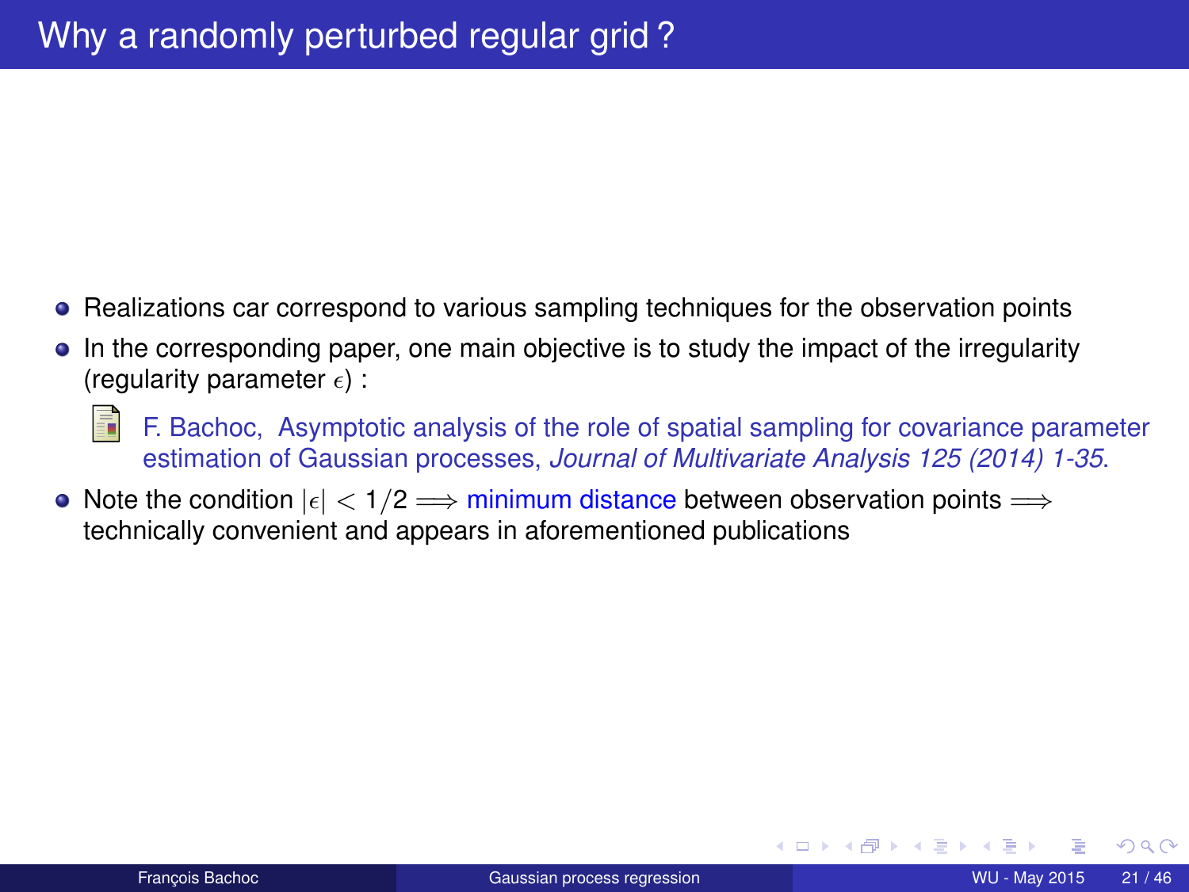# Why a randomly perturbed regular grid ?

- Realizations car correspond to various sampling techniques for the observation points
- In the corresponding paper, one main objective is to study the impact of the irregularity (regularity parameter $\epsilon$) :

  F. Bachoc, Asymptotic analysis of the role of spatial sampling for covariance parameter estimation of Gaussian processes, *Journal of Multivariate Analysis 125 (2014) 1-35*.

- Note the condition $|\epsilon| < 1/2 \Longrightarrow$ minimum distance between observation points $\Longrightarrow$ technically convenient and appears in aforementioned publications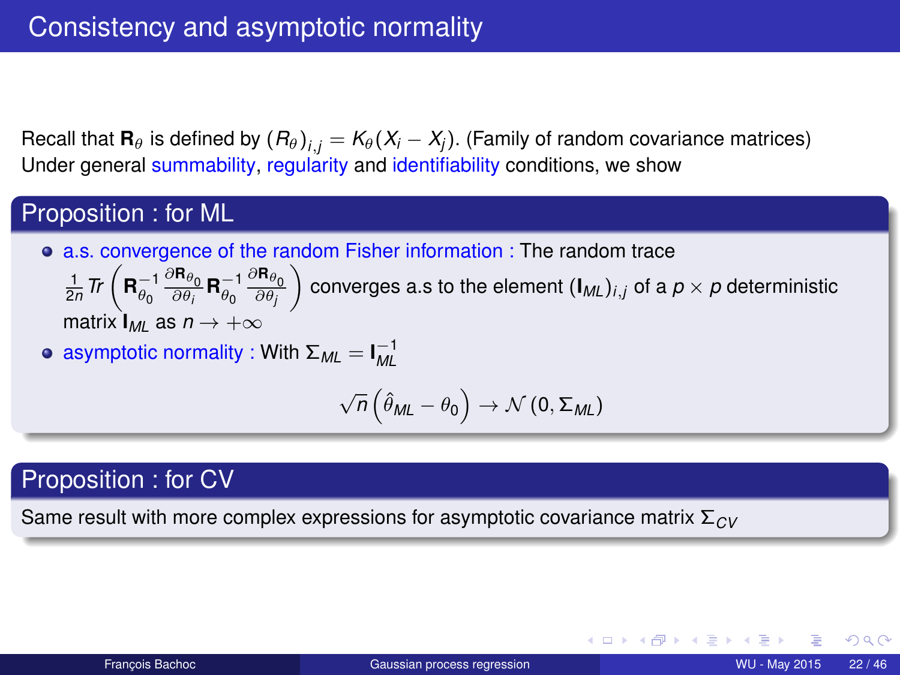# Consistency and asymptotic normality

Recall that $\mathbf{R}_\theta$ is defined by $(R_\theta)_{i,j} = K_\theta(X_i - X_j)$. (Family of random covariance matrices)
Under general summability, regularity and identifiability conditions, we show

## Proposition : for ML

- a.s. convergence of the random Fisher information : The random trace $\frac{1}{2n} Tr\left(\mathbf{R}_{\theta_0}^{-1} \frac{\partial \mathbf{R}_{\theta_0}}{\partial \theta_i} \mathbf{R}_{\theta_0}^{-1} \frac{\partial \mathbf{R}_{\theta_0}}{\partial \theta_j}\right)$ converges a.s to the element $(\mathbf{I}_{ML})_{i,j}$ of a $p \times p$ deterministic matrix $\mathbf{I}_{ML}$ as $n \to +\infty$
- asymptotic normality : With $\Sigma_{ML} = \mathbf{I}_{ML}^{-1}$

$$\sqrt{n}\left(\hat{\theta}_{ML} - \theta_0\right) \to \mathcal{N}\left(0, \Sigma_{ML}\right)$$

## Proposition : for CV

Same result with more complex expressions for asymptotic covariance matrix $\Sigma_{CV}$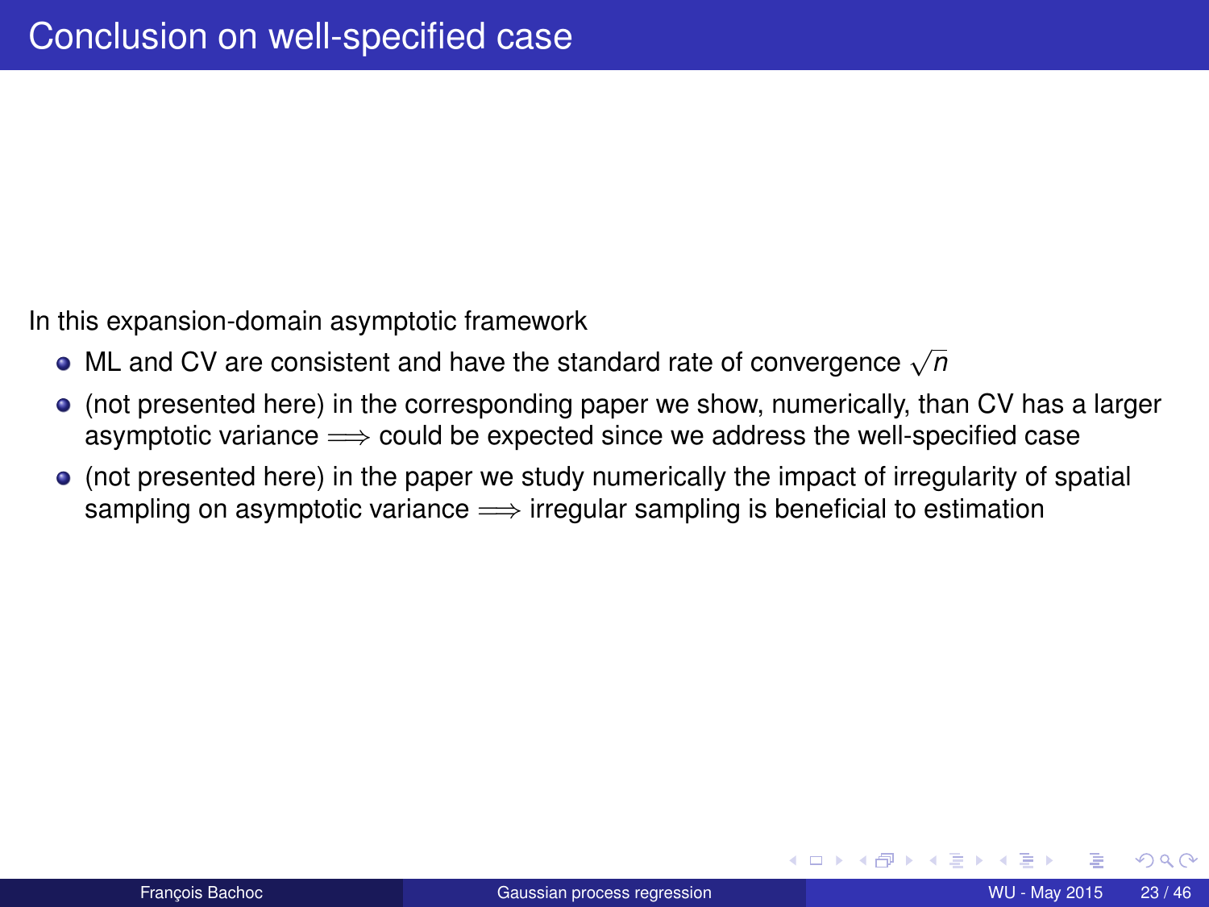# Conclusion on well-specified case

In this expansion-domain asymptotic framework

- ML and CV are consistent and have the standard rate of convergence $\sqrt{n}$
- (not presented here) in the corresponding paper we show, numerically, than CV has a larger asymptotic variance $\Longrightarrow$ could be expected since we address the well-specified case
- (not presented here) in the paper we study numerically the impact of irregularity of spatial sampling on asymptotic variance $\Longrightarrow$ irregular sampling is beneficial to estimation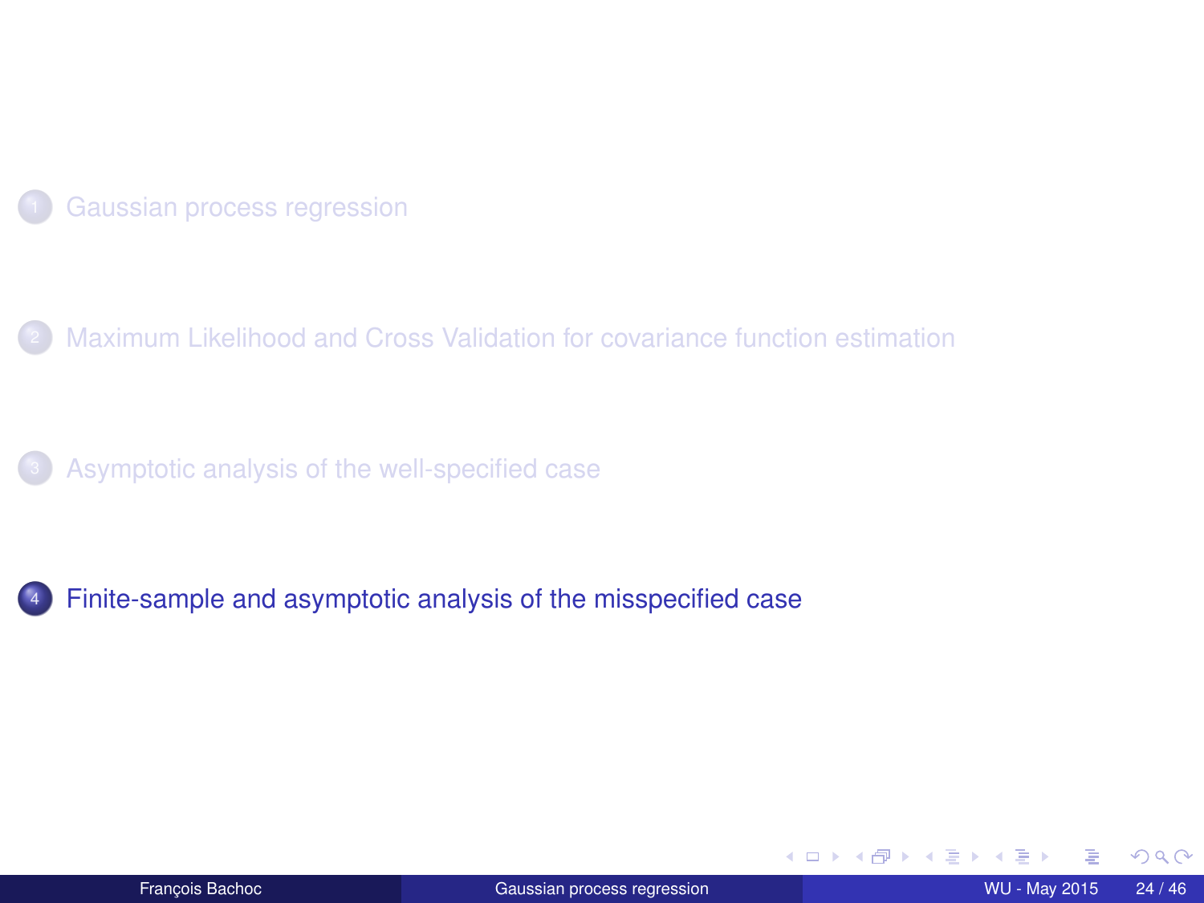1. Gaussian process regression

2. Maximum Likelihood and Cross Validation for covariance function estimation

3. Asymptotic analysis of the well-specified case

4. **Finite-sample and asymptotic analysis of the misspecified case**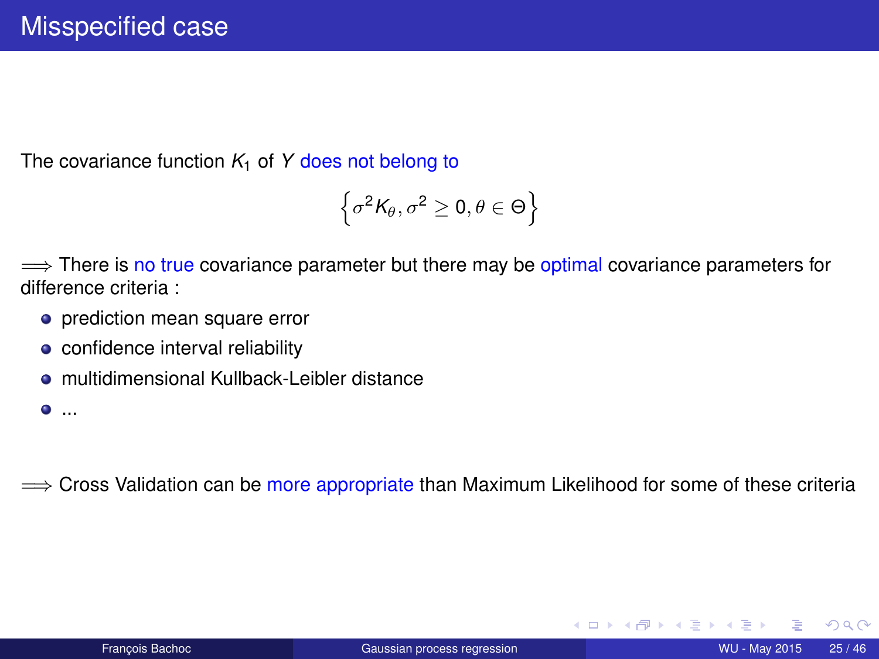# Misspecified case

The covariance function $K_1$ of $Y$ does not belong to

$$\left\{\sigma^2 K_\theta, \sigma^2 \geq 0, \theta \in \Theta\right\}$$

$\Longrightarrow$ There is no true covariance parameter but there may be optimal covariance parameters for difference criteria :

- prediction mean square error
- confidence interval reliability
- multidimensional Kullback-Leibler distance
- ...

$\Longrightarrow$ Cross Validation can be more appropriate than Maximum Likelihood for some of these criteria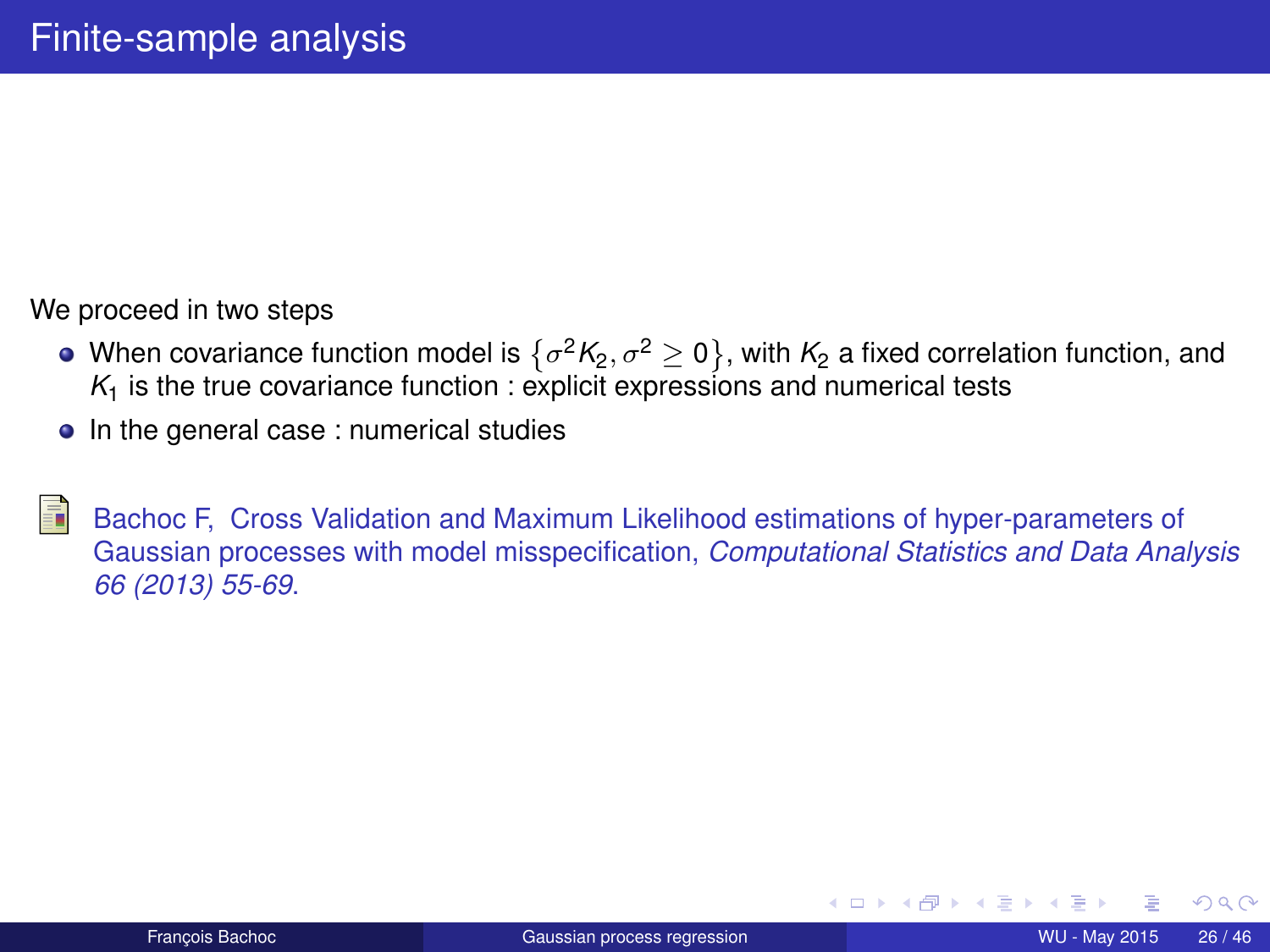# Finite-sample analysis

We proceed in two steps

- When covariance function model is $\left\{\sigma^2 K_2, \sigma^2 \geq 0\right\}$, with $K_2$ a fixed correlation function, and $K_1$ is the true covariance function : explicit expressions and numerical tests
- In the general case : numerical studies

Bachoc F, Cross Validation and Maximum Likelihood estimations of hyper-parameters of Gaussian processes with model misspecification, *Computational Statistics and Data Analysis 66 (2013) 55-69*.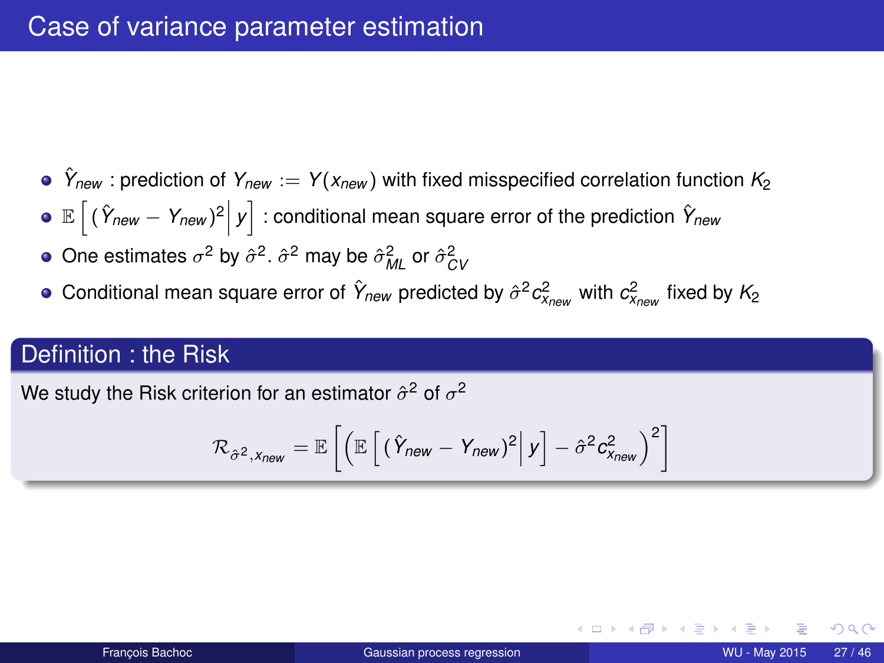# Case of variance parameter estimation

- $\hat{Y}_{new}$ : prediction of $Y_{new} := Y(x_{new})$ with fixed misspecified correlation function $K_2$
- $\mathbb{E}\left[ (\hat{Y}_{new} - Y_{new})^2 \middle| y \right]$ : conditional mean square error of the prediction $\hat{Y}_{new}$
- One estimates $\sigma^2$ by $\hat{\sigma}^2$. $\hat{\sigma}^2$ may be $\hat{\sigma}^2_{ML}$ or $\hat{\sigma}^2_{CV}$
- Conditional mean square error of $\hat{Y}_{new}$ predicted by $\hat{\sigma}^2 c^2_{x_{new}}$ with $c^2_{x_{new}}$ fixed by $K_2$

## Definition : the Risk

We study the Risk criterion for an estimator $\hat{\sigma}^2$ of $\sigma^2$

$$\mathcal{R}_{\hat{\sigma}^2, x_{new}} = \mathbb{E}\left[ \left( \mathbb{E}\left[ (\hat{Y}_{new} - Y_{new})^2 \middle| y \right] - \hat{\sigma}^2 c^2_{x_{new}} \right)^2 \right]$$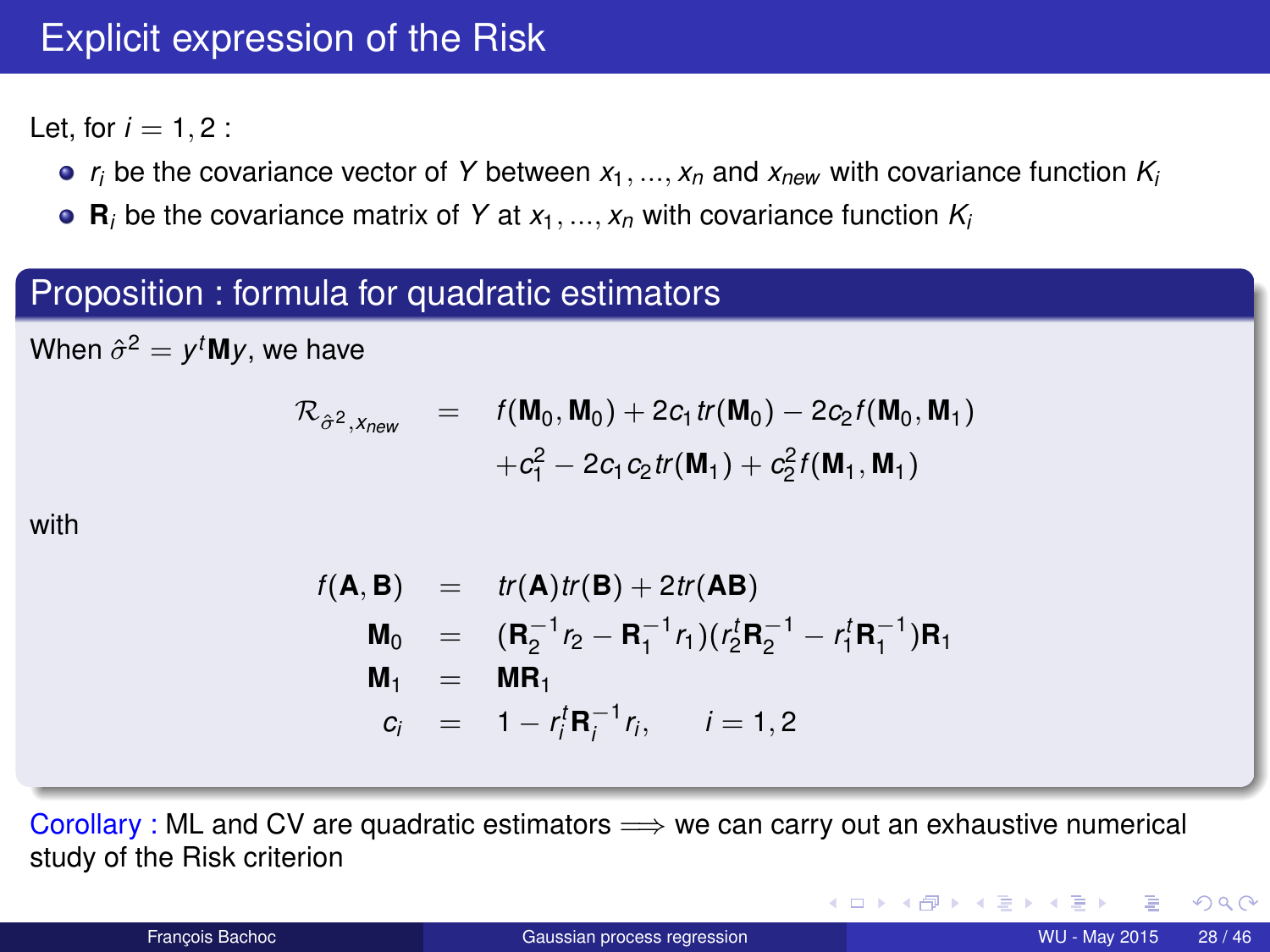# Explicit expression of the Risk

Let, for $i = 1, 2$ :

- $r_i$ be the covariance vector of $Y$ between $x_1, ..., x_n$ and $x_{new}$ with covariance function $K_i$
- $\mathbf{R}_i$ be the covariance matrix of $Y$ at $x_1, ..., x_n$ with covariance function $K_i$

## Proposition : formula for quadratic estimators

When $\hat{\sigma}^2 = y^t \mathbf{M} y$, we have

$$
\begin{aligned}
\mathcal{R}_{\hat{\sigma}^2, x_{new}} &= f(\mathbf{M}_0, \mathbf{M}_0) + 2c_1 tr(\mathbf{M}_0) - 2c_2 f(\mathbf{M}_0, \mathbf{M}_1) \\
&\quad + c_1^2 - 2c_1 c_2 tr(\mathbf{M}_1) + c_2^2 f(\mathbf{M}_1, \mathbf{M}_1)
\end{aligned}
$$

with

$$
\begin{aligned}
f(\mathbf{A}, \mathbf{B}) &= tr(\mathbf{A}) tr(\mathbf{B}) + 2 tr(\mathbf{AB}) \\
\mathbf{M}_0 &= (\mathbf{R}_2^{-1} r_2 - \mathbf{R}_1^{-1} r_1)(r_2^t \mathbf{R}_2^{-1} - r_1^t \mathbf{R}_1^{-1}) \mathbf{R}_1 \\
\mathbf{M}_1 &= \mathbf{M} \mathbf{R}_1 \\
c_i &= 1 - r_i^t \mathbf{R}_i^{-1} r_i, \qquad i = 1, 2
\end{aligned}
$$

Corollary : ML and CV are quadratic estimators $\Longrightarrow$ we can carry out an exhaustive numerical study of the Risk criterion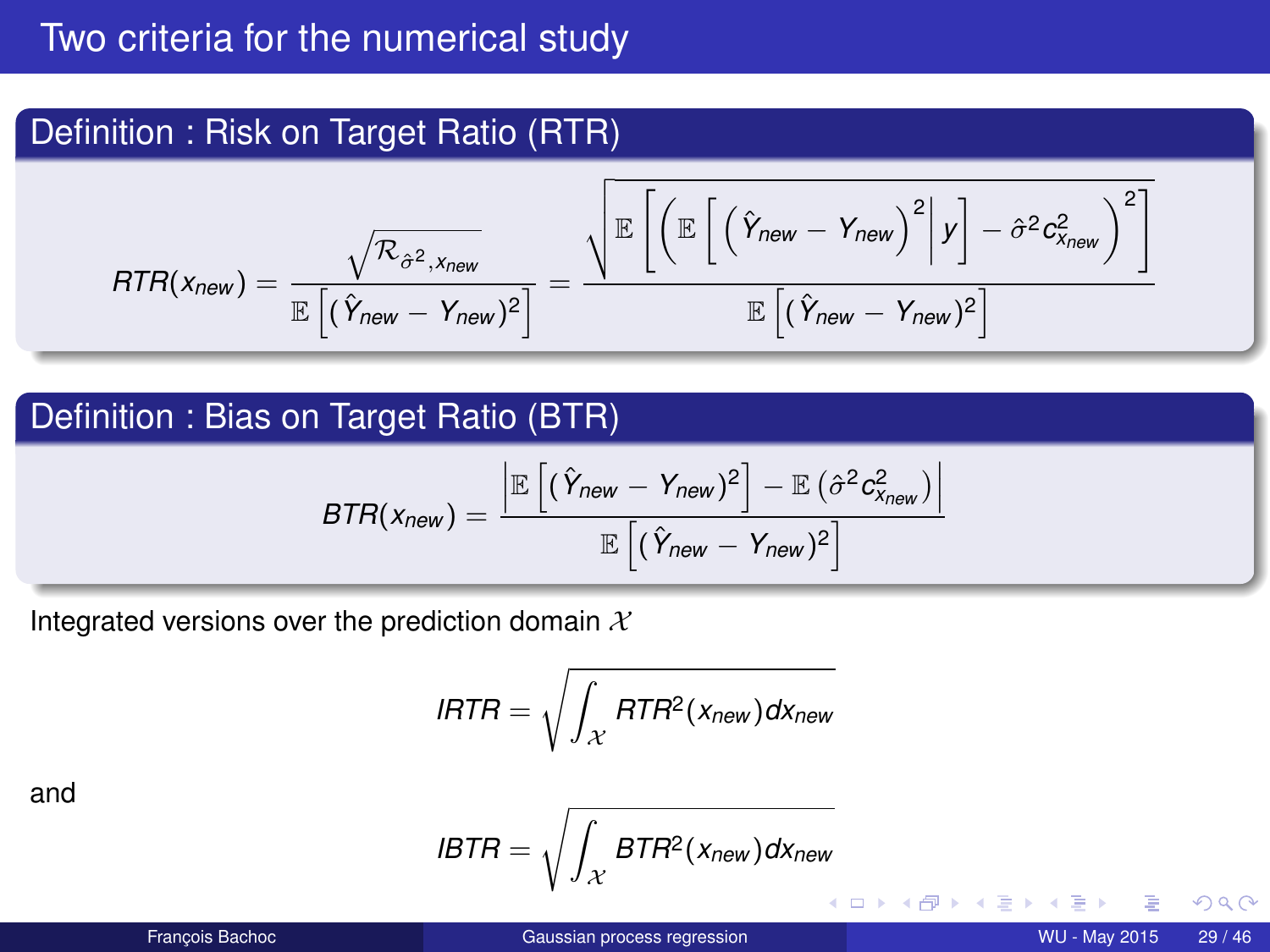# Two criteria for the numerical study

**Definition : Risk on Target Ratio (RTR)**

$$RTR(x_{new}) = \frac{\sqrt{\mathcal{R}_{\hat{\sigma}^2, x_{new}}}}{\mathbb{E}\left[(\hat{Y}_{new} - Y_{new})^2\right]} = \frac{\sqrt{\mathbb{E}\left[\left(\mathbb{E}\left[\left(\hat{Y}_{new} - Y_{new}\right)^2 \middle| y\right] - \hat{\sigma}^2 c_{x_{new}}^2\right)^2\right]}}{\mathbb{E}\left[(\hat{Y}_{new} - Y_{new})^2\right]}$$

**Definition : Bias on Target Ratio (BTR)**

$$BTR(x_{new}) = \frac{\left|\mathbb{E}\left[(\hat{Y}_{new} - Y_{new})^2\right] - \mathbb{E}\left(\hat{\sigma}^2 c_{x_{new}}^2\right)\right|}{\mathbb{E}\left[(\hat{Y}_{new} - Y_{new})^2\right]}$$

Integrated versions over the prediction domain $\mathcal{X}$

$$IRTR = \sqrt{\int_{\mathcal{X}} RTR^2(x_{new}) dx_{new}}$$

and

$$IBTR = \sqrt{\int_{\mathcal{X}} BTR^2(x_{new}) dx_{new}}$$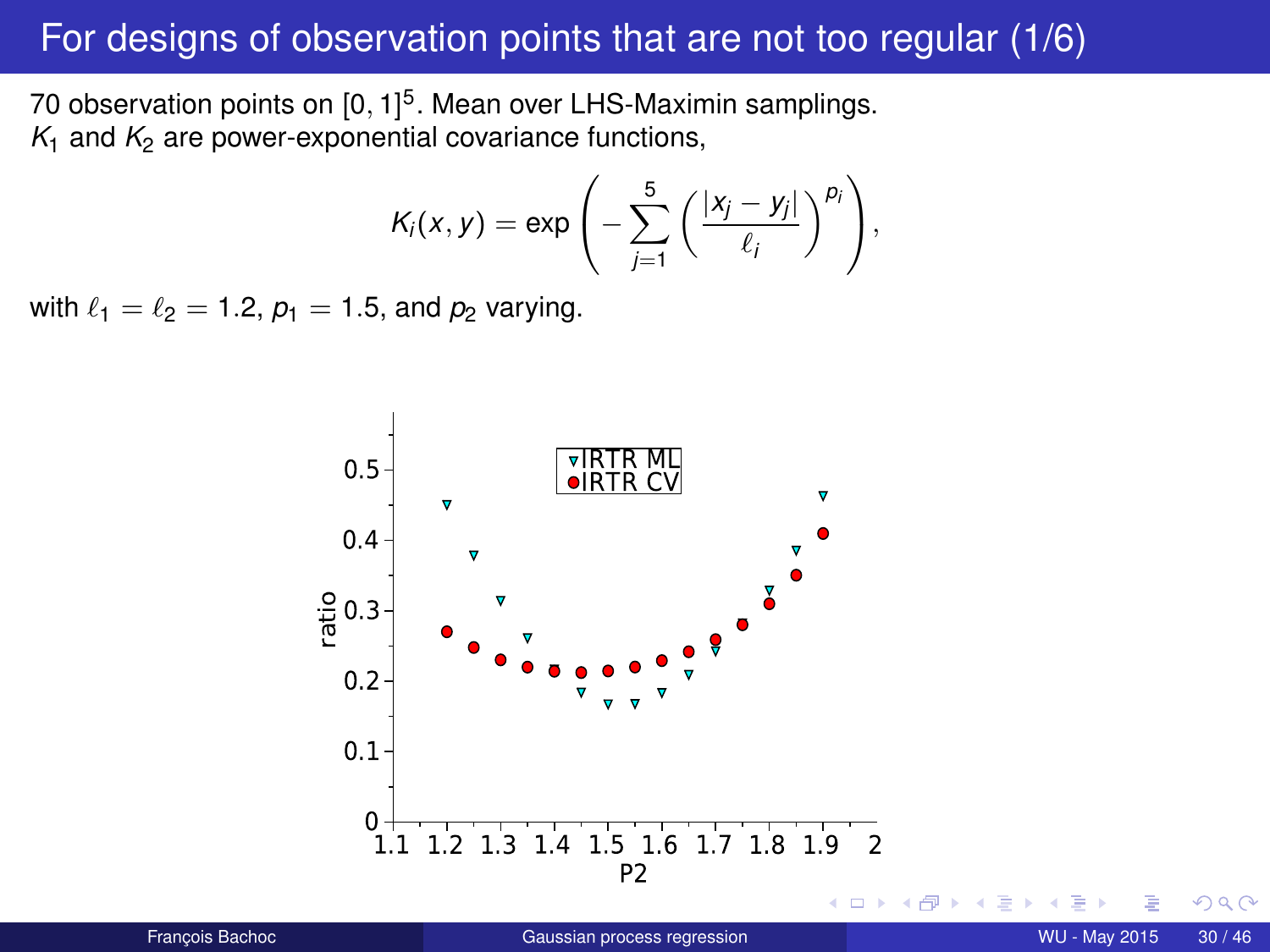# For designs of observation points that are not too regular (1/6)

70 observation points on $[0, 1]^5$. Mean over LHS-Maximin samplings.
$K_1$ and $K_2$ are power-exponential covariance functions,

$$K_i(x, y) = \exp\left( - \sum_{j=1}^{5} \left( \frac{|x_j - y_j|}{\ell_i} \right)^{p_i} \right),$$

with $\ell_1 = \ell_2 = 1.2$, $p_1 = 1.5$, and $p_2$ varying.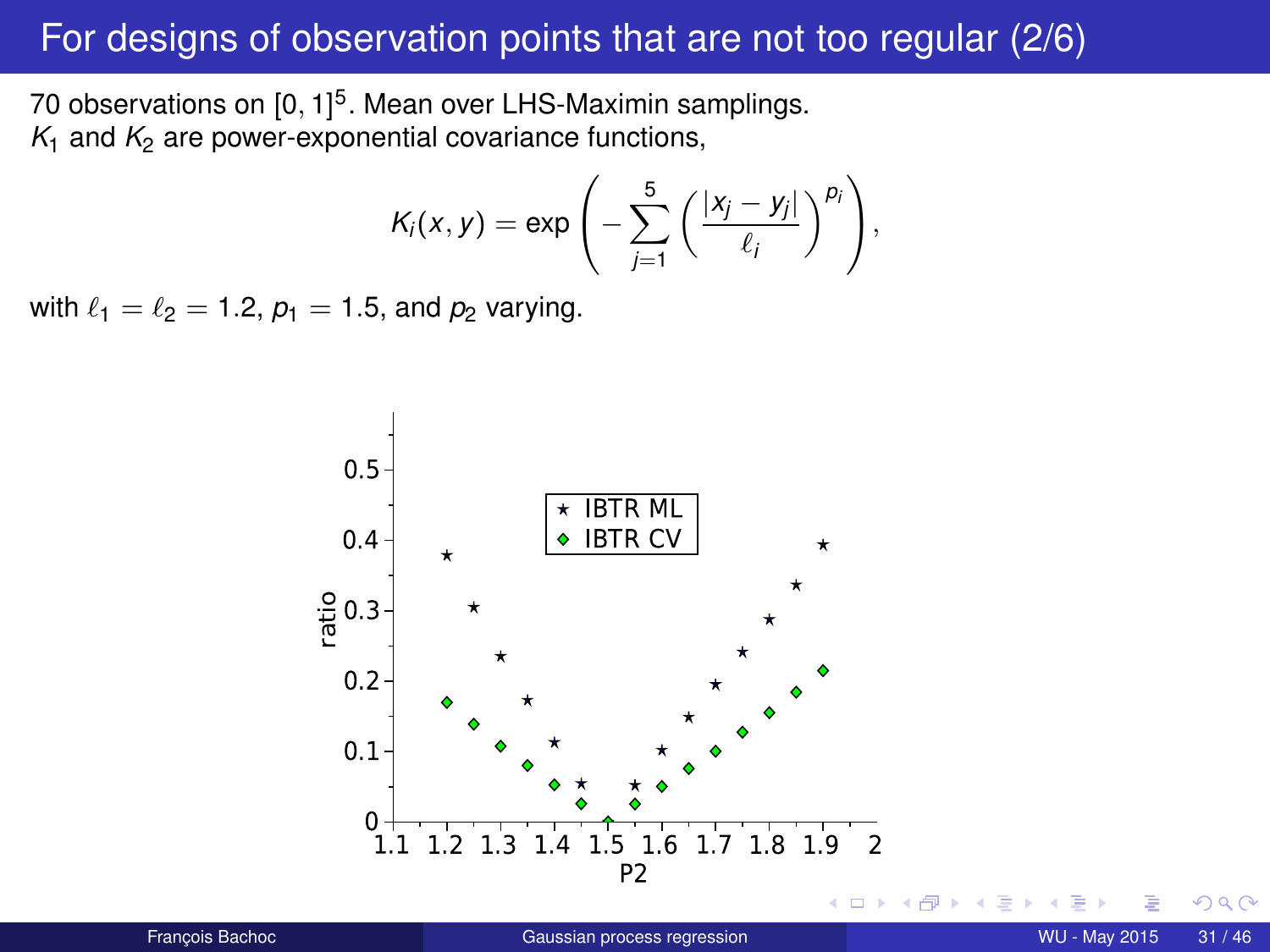# For designs of observation points that are not too regular (2/6)

70 observations on $[0, 1]^5$. Mean over LHS-Maximin samplings.
$K_1$ and $K_2$ are power-exponential covariance functions,

$$K_i(x, y) = \exp\left( -\sum_{j=1}^{5} \left( \frac{|x_j - y_j|}{\ell_i} \right)^{p_i} \right),$$

with $\ell_1 = \ell_2 = 1.2$, $p_1 = 1.5$, and $p_2$ varying.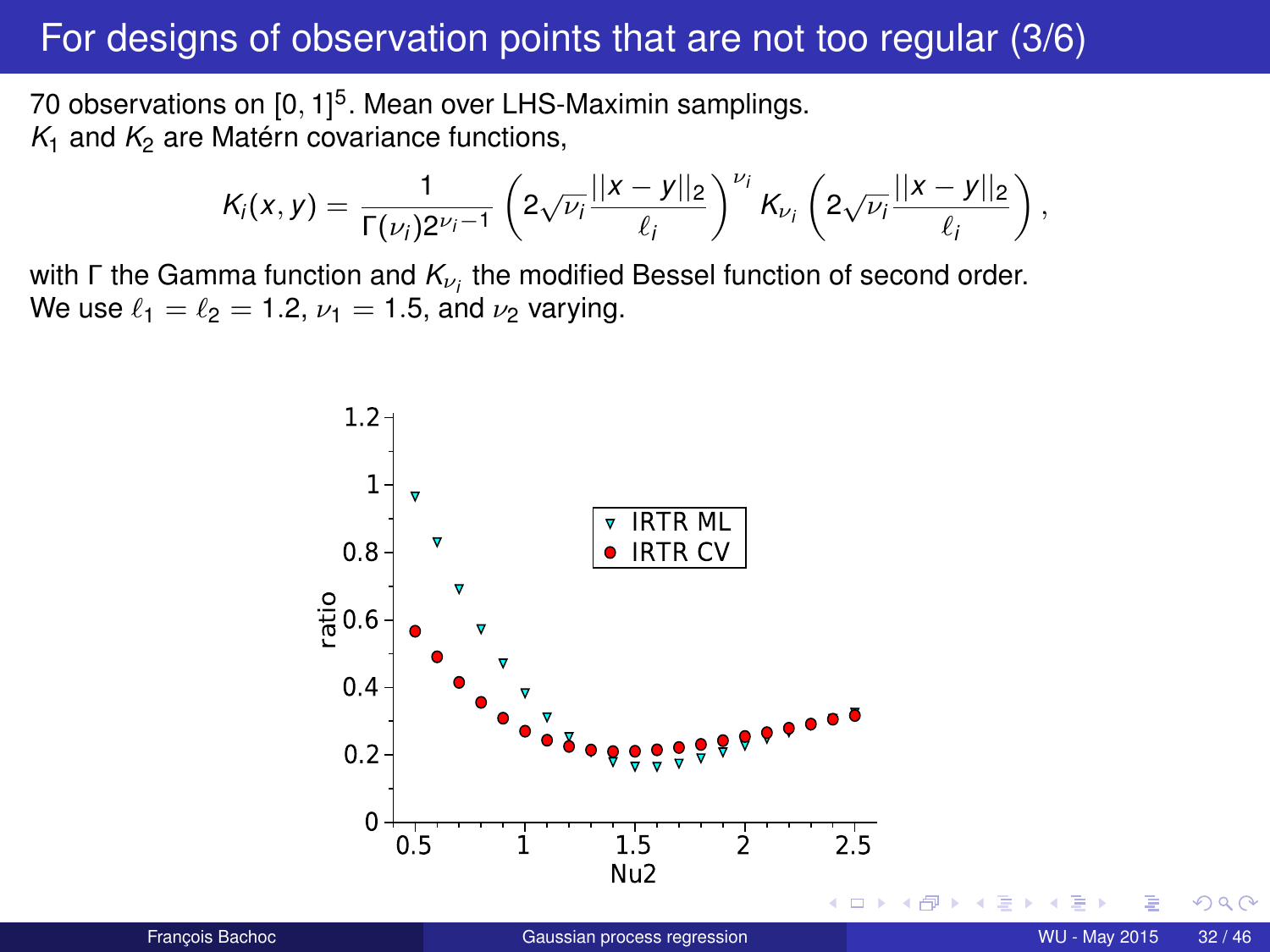# For designs of observation points that are not too regular (3/6)

70 observations on $[0,1]^5$. Mean over LHS-Maximin samplings.
$K_1$ and $K_2$ are Matérn covariance functions,

$$K_i(x,y) = \frac{1}{\Gamma(\nu_i)2^{\nu_i - 1}} \left( 2\sqrt{\nu_i} \frac{||x-y||_2}{\ell_i} \right)^{\nu_i} K_{\nu_i} \left( 2\sqrt{\nu_i} \frac{||x-y||_2}{\ell_i} \right),$$

with $\Gamma$ the Gamma function and $K_{\nu_i}$ the modified Bessel function of second order.
We use $\ell_1 = \ell_2 = 1.2$, $\nu_1 = 1.5$, and $\nu_2$ varying.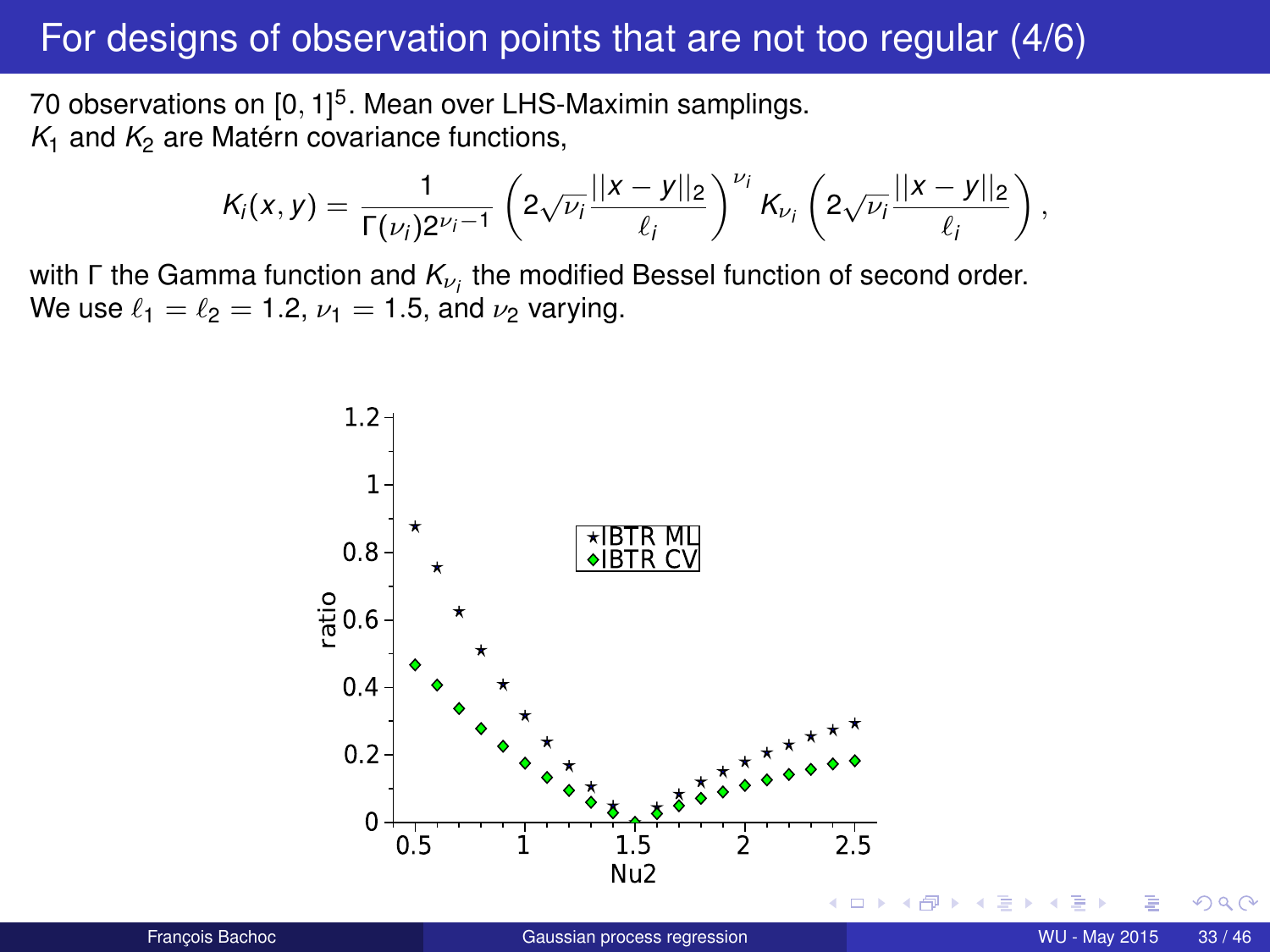# For designs of observation points that are not too regular (4/6)

70 observations on $[0,1]^5$. Mean over LHS-Maximin samplings.
$K_1$ and $K_2$ are Matérn covariance functions,

$$K_i(x,y) = \frac{1}{\Gamma(\nu_i)2^{\nu_i - 1}} \left( 2\sqrt{\nu_i} \frac{||x-y||_2}{\ell_i} \right)^{\nu_i} K_{\nu_i} \left( 2\sqrt{\nu_i} \frac{||x-y||_2}{\ell_i} \right),$$

with $\Gamma$ the Gamma function and $K_{\nu_i}$ the modified Bessel function of second order.
We use $\ell_1 = \ell_2 = 1.2$, $\nu_1 = 1.5$, and $\nu_2$ varying.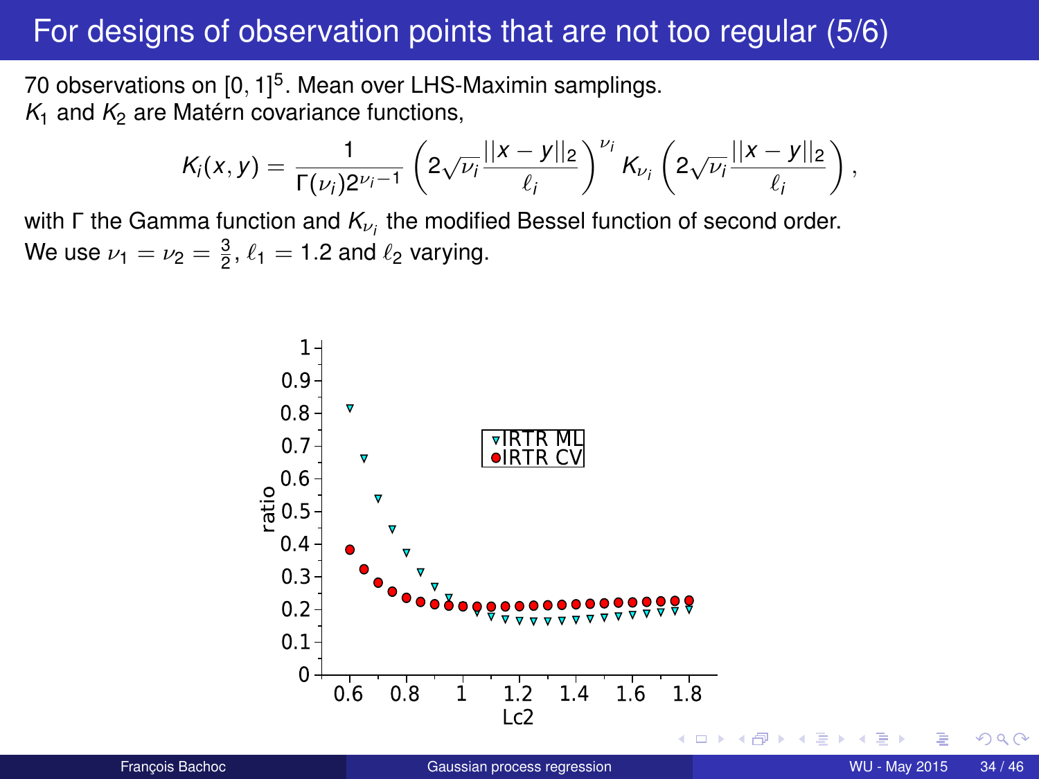# For designs of observation points that are not too regular (5/6)

70 observations on $[0,1]^5$. Mean over LHS-Maximin samplings.
$K_1$ and $K_2$ are Matérn covariance functions,

$$K_i(x,y) = \frac{1}{\Gamma(\nu_i) 2^{\nu_i - 1}} \left( 2\sqrt{\nu_i} \frac{||x-y||_2}{\ell_i} \right)^{\nu_i} K_{\nu_i} \left( 2\sqrt{\nu_i} \frac{||x-y||_2}{\ell_i} \right),$$

with $\Gamma$ the Gamma function and $K_{\nu_i}$ the modified Bessel function of second order.
We use $\nu_1 = \nu_2 = \frac{3}{2}$, $\ell_1 = 1.2$ and $\ell_2$ varying.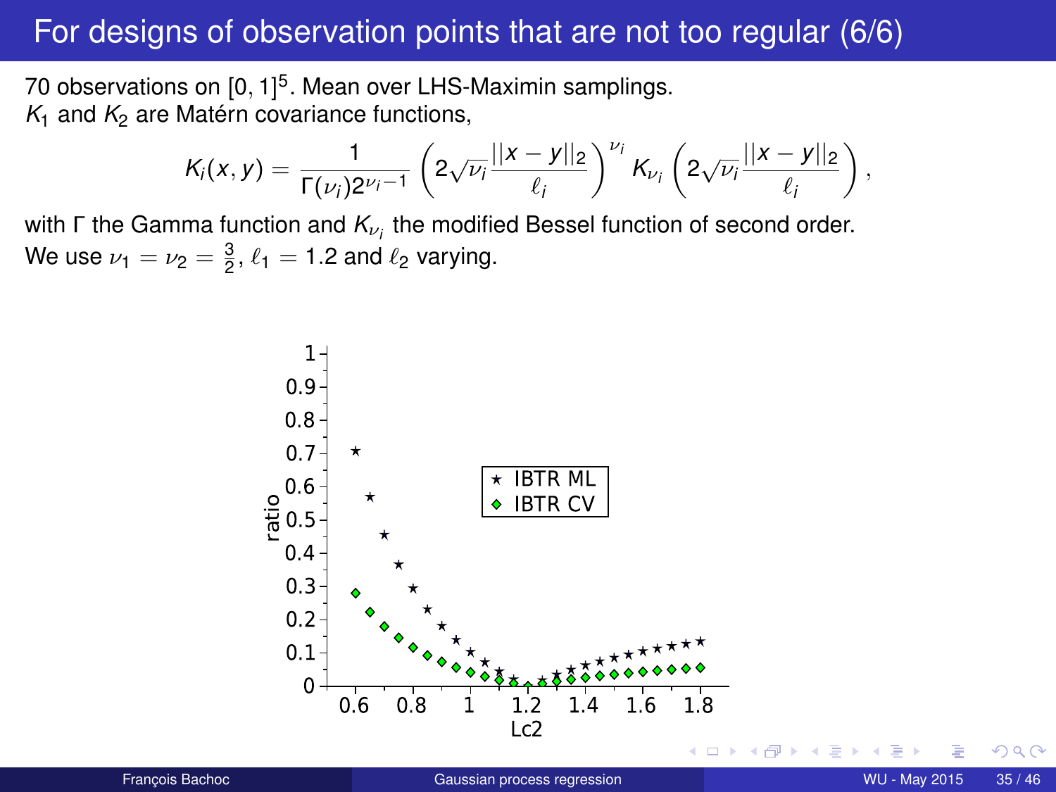# For designs of observation points that are not too regular (6/6)

70 observations on $[0, 1]^5$. Mean over LHS-Maximin samplings.
$K_1$ and $K_2$ are Matérn covariance functions,

$$K_i(x, y) = \frac{1}{\Gamma(\nu_i) 2^{\nu_i - 1}} \left( 2\sqrt{\nu_i} \frac{||x - y||_2}{\ell_i} \right)^{\nu_i} K_{\nu_i} \left( 2\sqrt{\nu_i} \frac{||x - y||_2}{\ell_i} \right),$$

with $\Gamma$ the Gamma function and $K_{\nu_i}$ the modified Bessel function of second order.
We use $\nu_1 = \nu_2 = \frac{3}{2}$, $\ell_1 = 1.2$ and $\ell_2$ varying.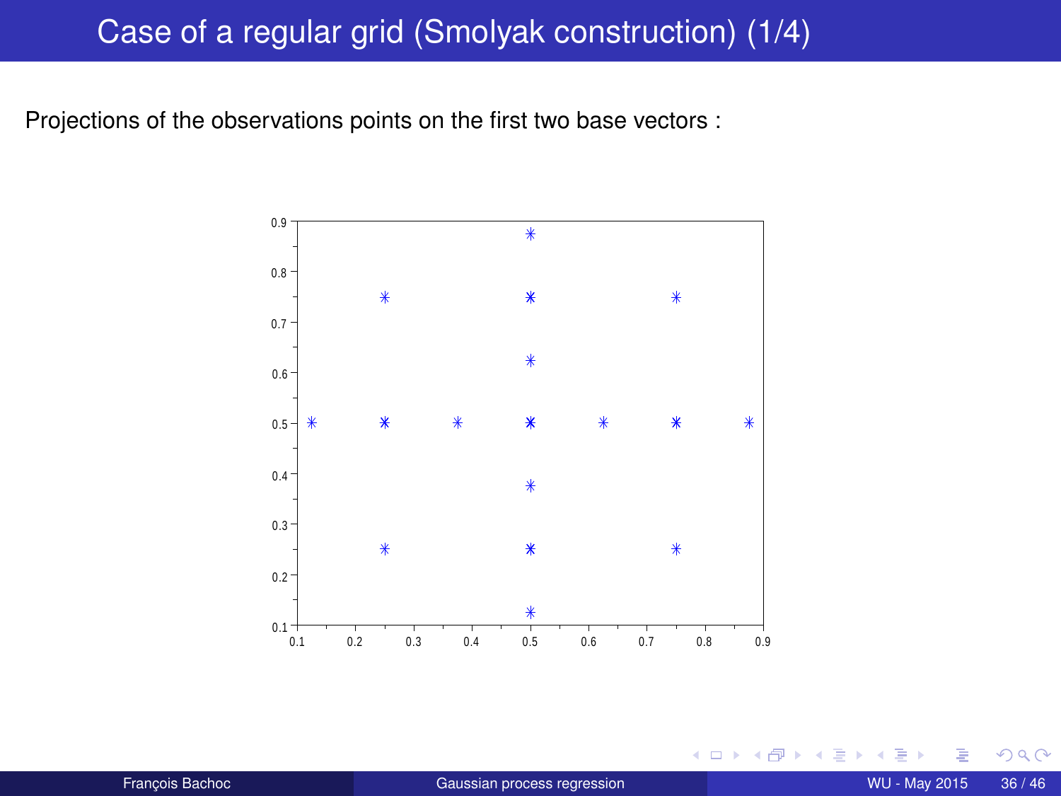# Case of a regular grid (Smolyak construction) (1/4)

Projections of the observations points on the first two base vectors :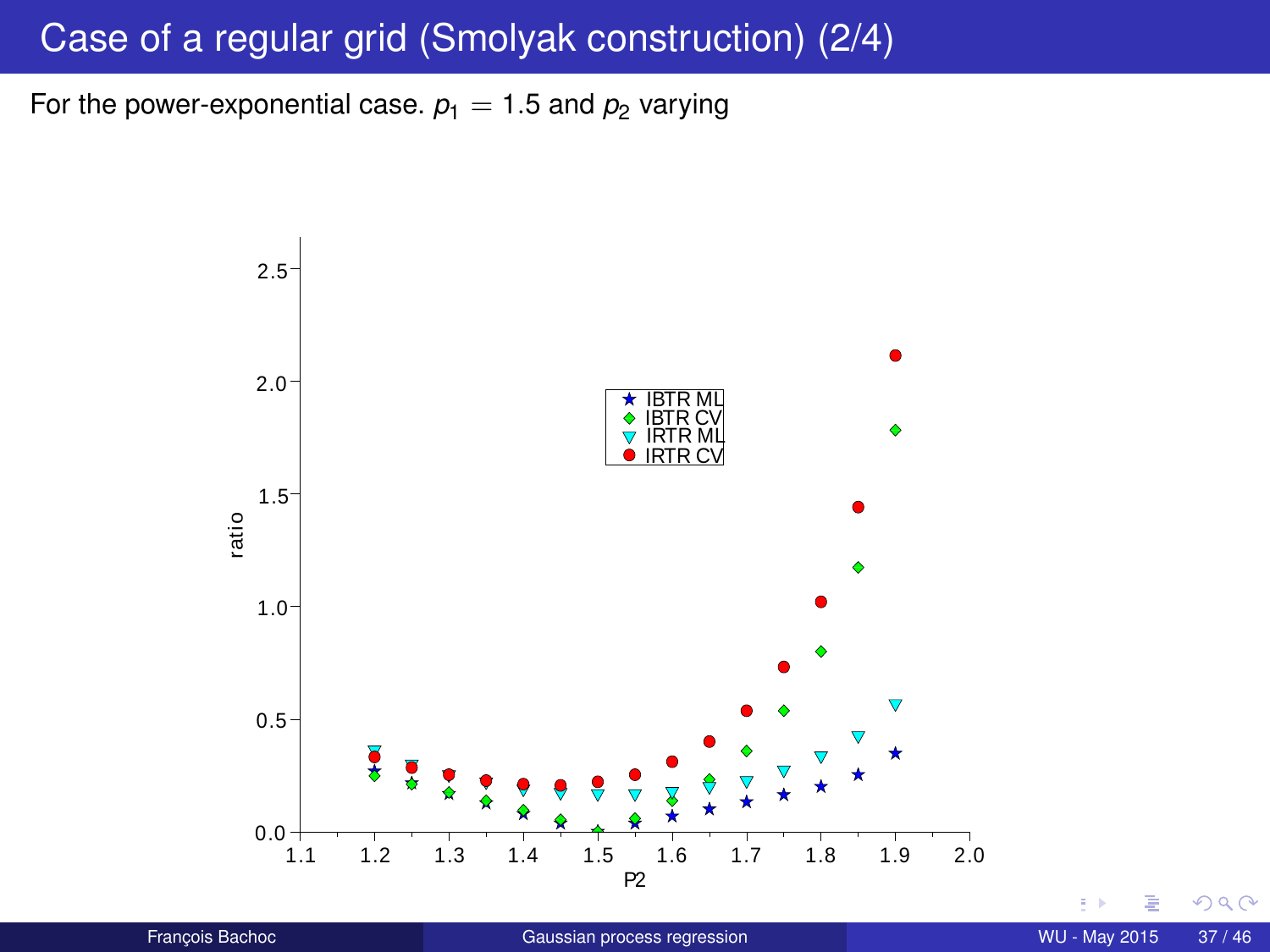# Case of a regular grid (Smolyak construction) (2/4)

For the power-exponential case. $p_1 = 1.5$ and $p_2$ varying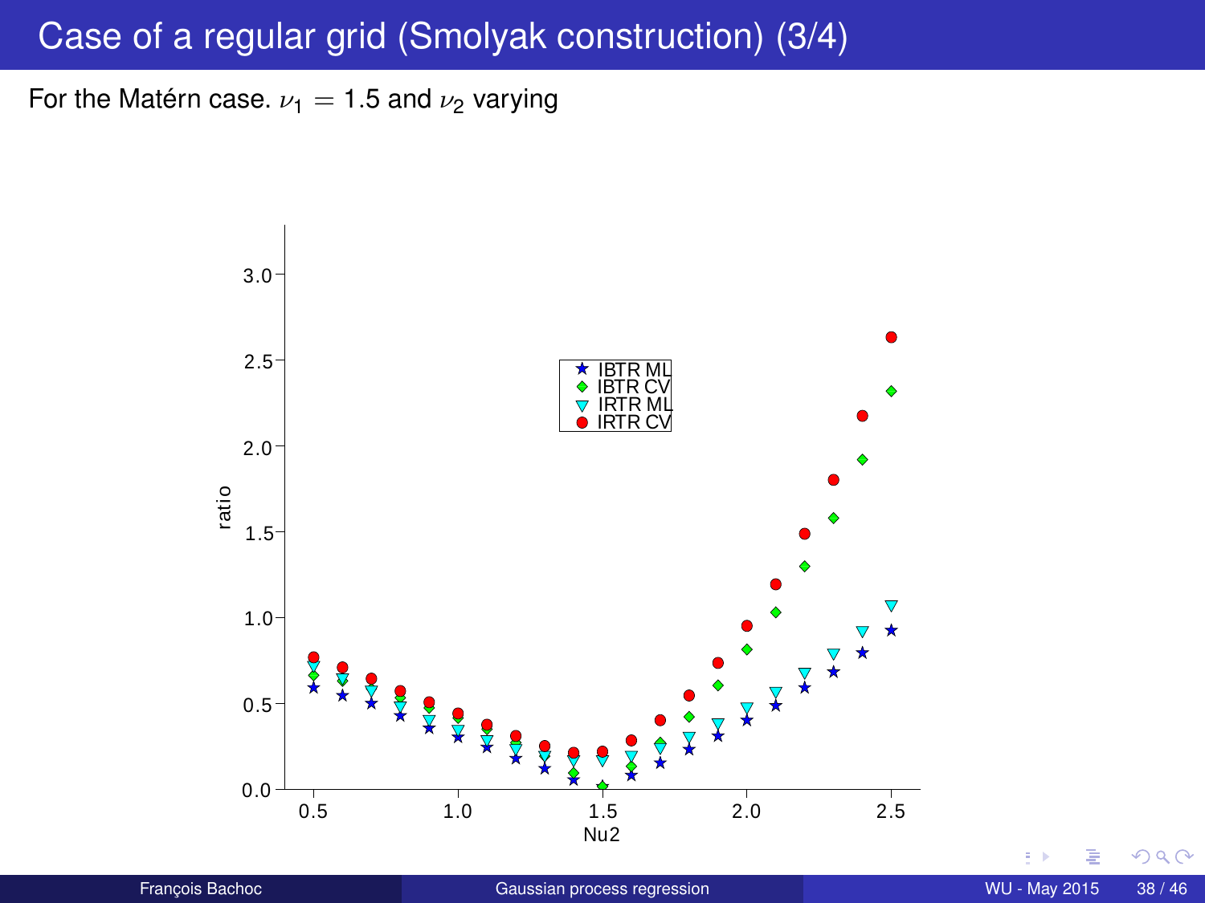# Case of a regular grid (Smolyak construction) (3/4)

For the Matérn case. $\nu_1 = 1.5$ and $\nu_2$ varying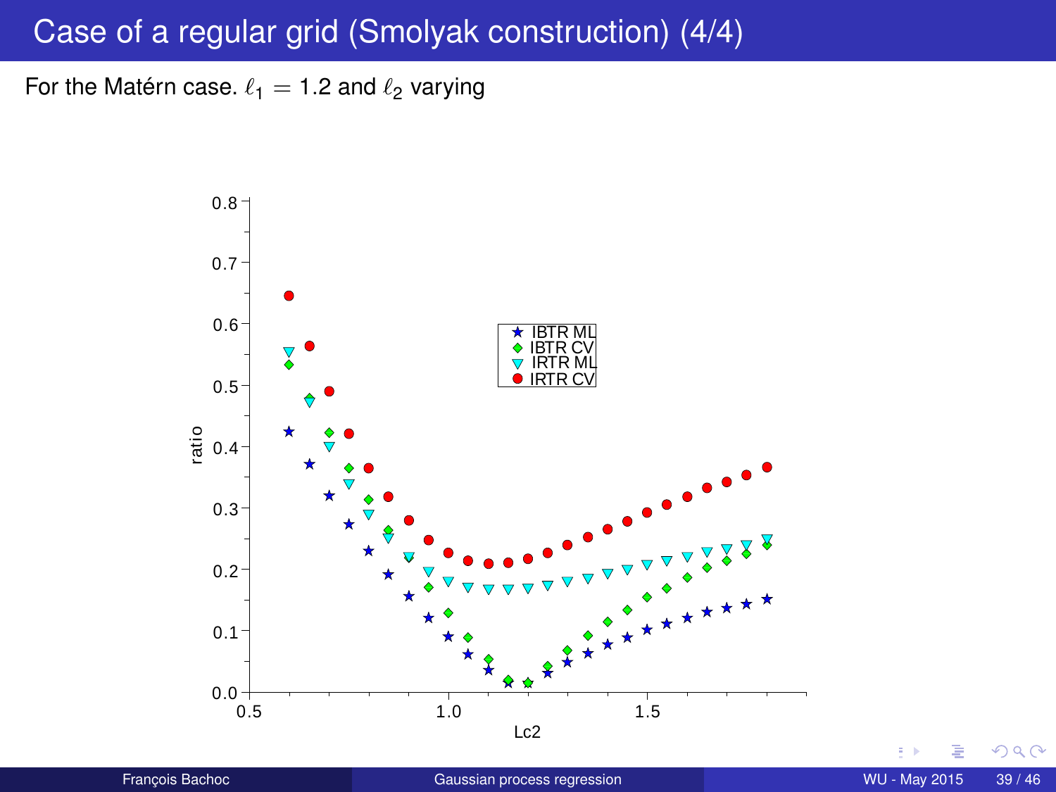# Case of a regular grid (Smolyak construction) (4/4)

For the Matérn case. $\ell_1 = 1.2$ and $\ell_2$ varying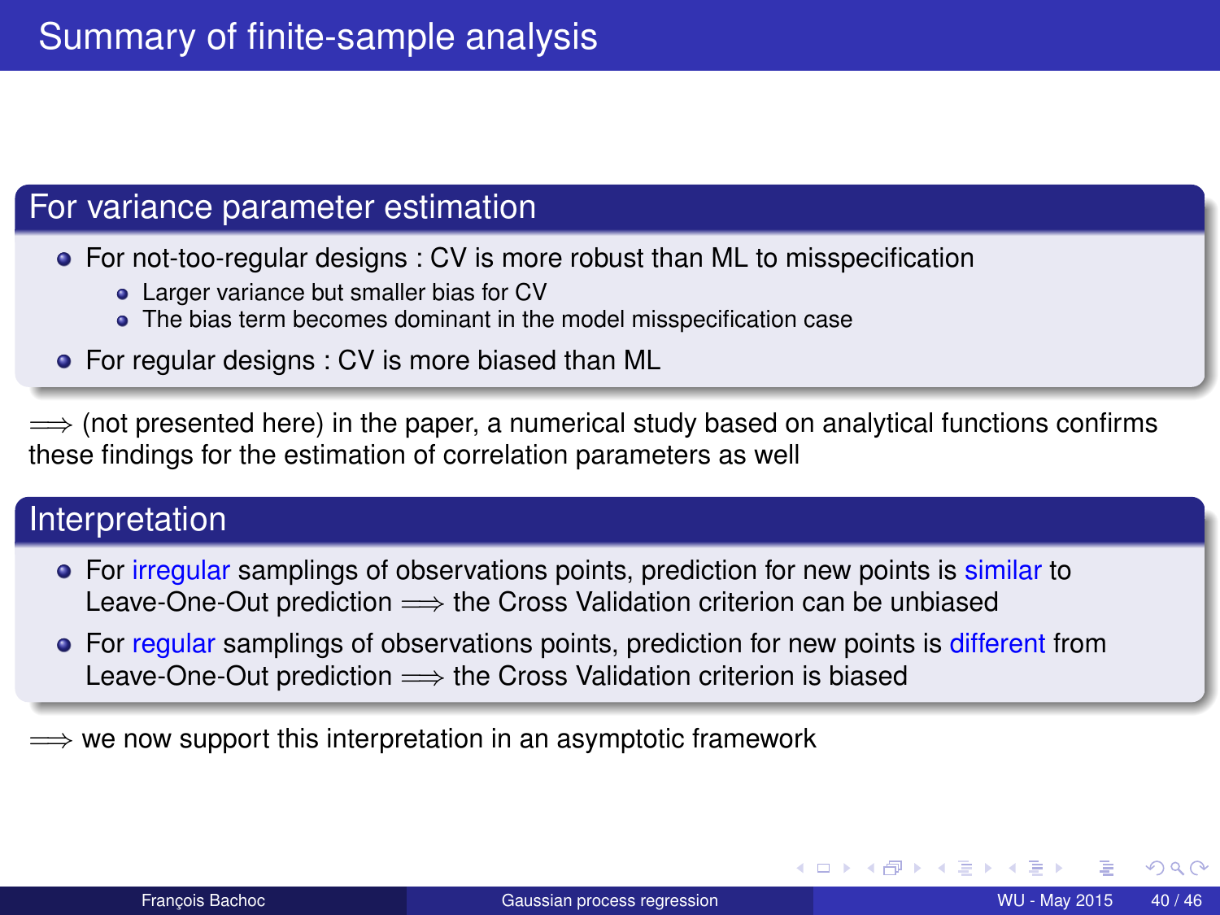# Summary of finite-sample analysis

## For variance parameter estimation

- For not-too-regular designs : CV is more robust than ML to misspecification
  - Larger variance but smaller bias for CV
  - The bias term becomes dominant in the model misspecification case
- For regular designs : CV is more biased than ML

$\Longrightarrow$ (not presented here) in the paper, a numerical study based on analytical functions confirms these findings for the estimation of correlation parameters as well

## Interpretation

- For irregular samplings of observations points, prediction for new points is similar to Leave-One-Out prediction $\Longrightarrow$ the Cross Validation criterion can be unbiased
- For regular samplings of observations points, prediction for new points is different from Leave-One-Out prediction $\Longrightarrow$ the Cross Validation criterion is biased

$\Longrightarrow$ we now support this interpretation in an asymptotic framework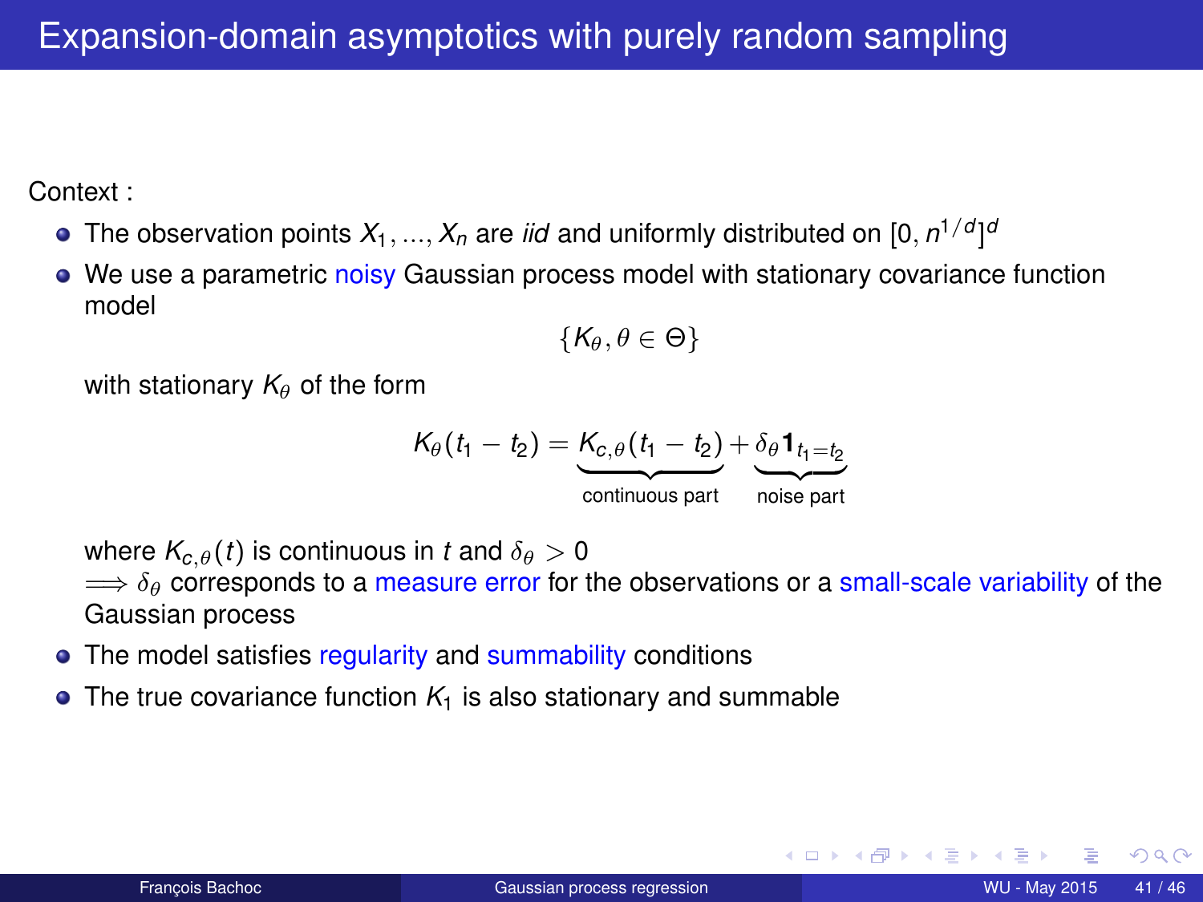# Expansion-domain asymptotics with purely random sampling

Context :

- The observation points $X_1, ..., X_n$ are *iid* and uniformly distributed on $[0, n^{1/d}]^d$
- We use a parametric noisy Gaussian process model with stationary covariance function model

$$\{K_\theta, \theta \in \Theta\}$$

  with stationary $K_\theta$ of the form

$$K_\theta(t_1 - t_2) = \underbrace{K_{c,\theta}(t_1 - t_2)}_{\text{continuous part}} + \underbrace{\delta_\theta \mathbf{1}_{t_1 = t_2}}_{\text{noise part}}$$

  where $K_{c,\theta}(t)$ is continuous in $t$ and $\delta_\theta > 0$
  $\Longrightarrow \delta_\theta$ corresponds to a measure error for the observations or a small-scale variability of the Gaussian process
- The model satisfies regularity and summability conditions
- The true covariance function $K_1$ is also stationary and summable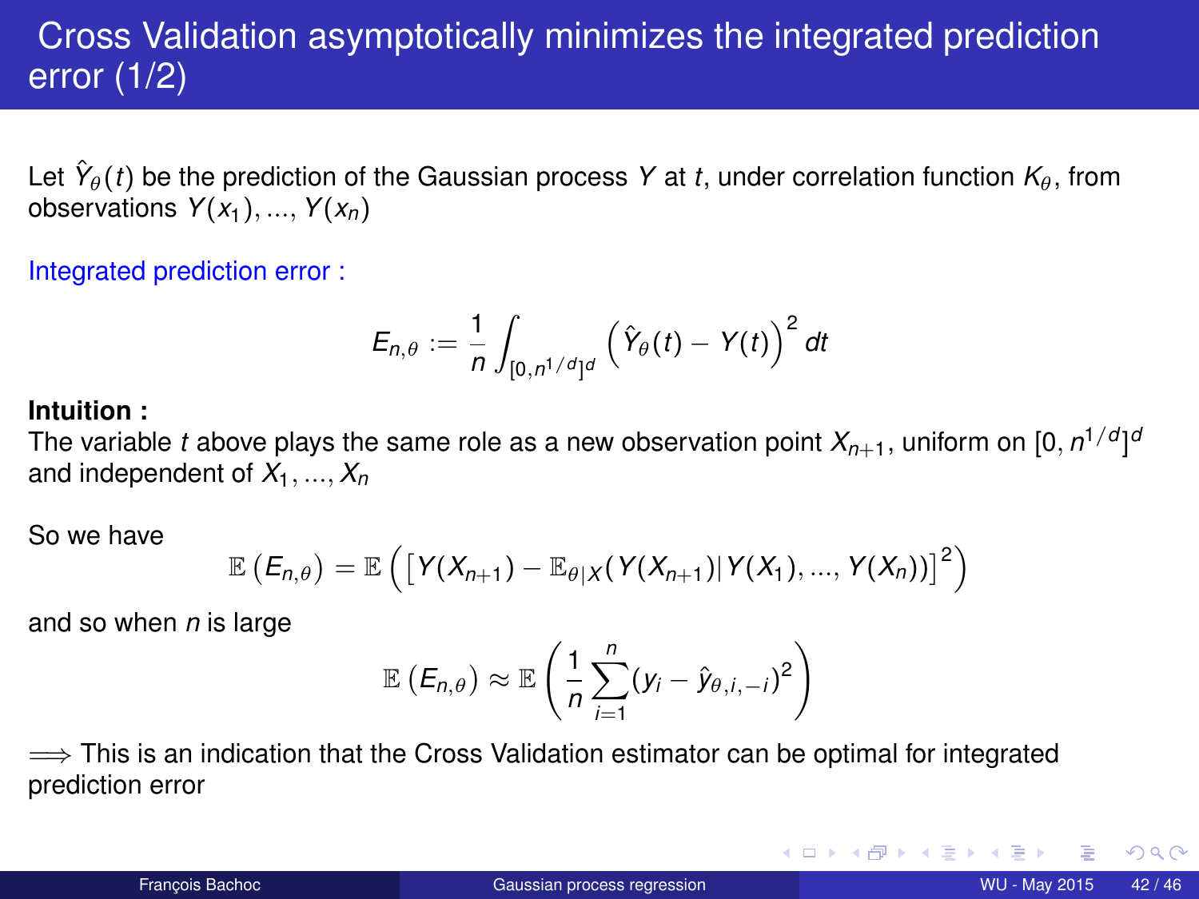# Cross Validation asymptotically minimizes the integrated prediction error (1/2)

Let $\hat{Y}_\theta(t)$ be the prediction of the Gaussian process $Y$ at $t$, under correlation function $K_\theta$, from observations $Y(x_1), ..., Y(x_n)$

Integrated prediction error :

$$E_{n,\theta} := \frac{1}{n} \int_{[0,n^{1/d}]^d} \left( \hat{Y}_\theta(t) - Y(t) \right)^2 dt$$

**Intuition :**
The variable $t$ above plays the same role as a new observation point $X_{n+1}$, uniform on $[0, n^{1/d}]^d$ and independent of $X_1, ..., X_n$

So we have

$$\mathbb{E}\left(E_{n,\theta}\right) = \mathbb{E}\left( \left[ Y(X_{n+1}) - \mathbb{E}_{\theta|X}(Y(X_{n+1})|Y(X_1), ..., Y(X_n)) \right]^2 \right)$$

and so when $n$ is large

$$\mathbb{E}\left(E_{n,\theta}\right) \approx \mathbb{E}\left( \frac{1}{n} \sum_{i=1}^{n} (y_i - \hat{y}_{\theta,i,-i})^2 \right)$$

$\Longrightarrow$ This is an indication that the Cross Validation estimator can be optimal for integrated prediction error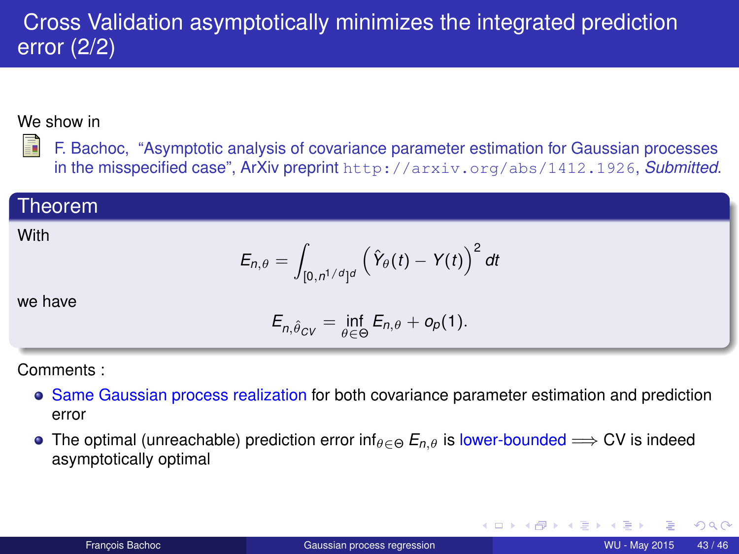# Cross Validation asymptotically minimizes the integrated prediction error (2/2)

We show in

F. Bachoc, "Asymptotic analysis of covariance parameter estimation for Gaussian processes in the misspecified case", ArXiv preprint `http://arxiv.org/abs/1412.1926`, *Submitted*.

**Theorem**

With

$$E_{n,\theta} = \int_{[0,n^{1/d}]^d} \left( \hat{Y}_\theta(t) - Y(t) \right)^2 dt$$

we have

$$E_{n,\hat{\theta}_{CV}} = \inf_{\theta \in \Theta} E_{n,\theta} + o_p(1).$$

Comments :

- Same Gaussian process realization for both covariance parameter estimation and prediction error
- The optimal (unreachable) prediction error $\inf_{\theta \in \Theta} E_{n,\theta}$ is lower-bounded $\Longrightarrow$ CV is indeed asymptotically optimal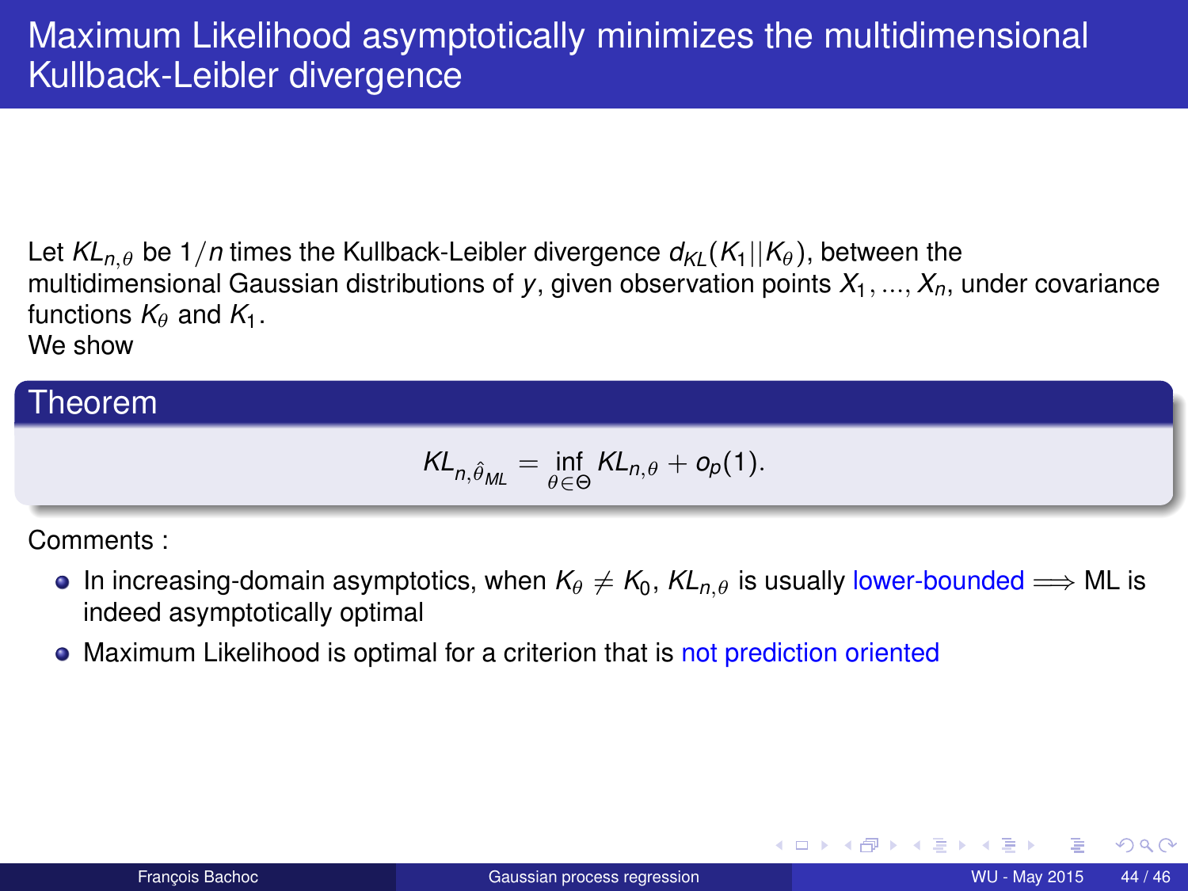# Maximum Likelihood asymptotically minimizes the multidimensional Kullback-Leibler divergence

Let $KL_{n,\theta}$ be $1/n$ times the Kullback-Leibler divergence $d_{KL}(K_1||K_\theta)$, between the multidimensional Gaussian distributions of $y$, given observation points $X_1, ..., X_n$, under covariance functions $K_\theta$ and $K_1$.

We show

**Theorem**

$$KL_{n,\hat{\theta}_{ML}} = \inf_{\theta \in \Theta} KL_{n,\theta} + o_p(1).$$

Comments :

- In increasing-domain asymptotics, when $K_\theta \neq K_0$, $KL_{n,\theta}$ is usually lower-bounded $\Longrightarrow$ ML is indeed asymptotically optimal
- Maximum Likelihood is optimal for a criterion that is not prediction oriented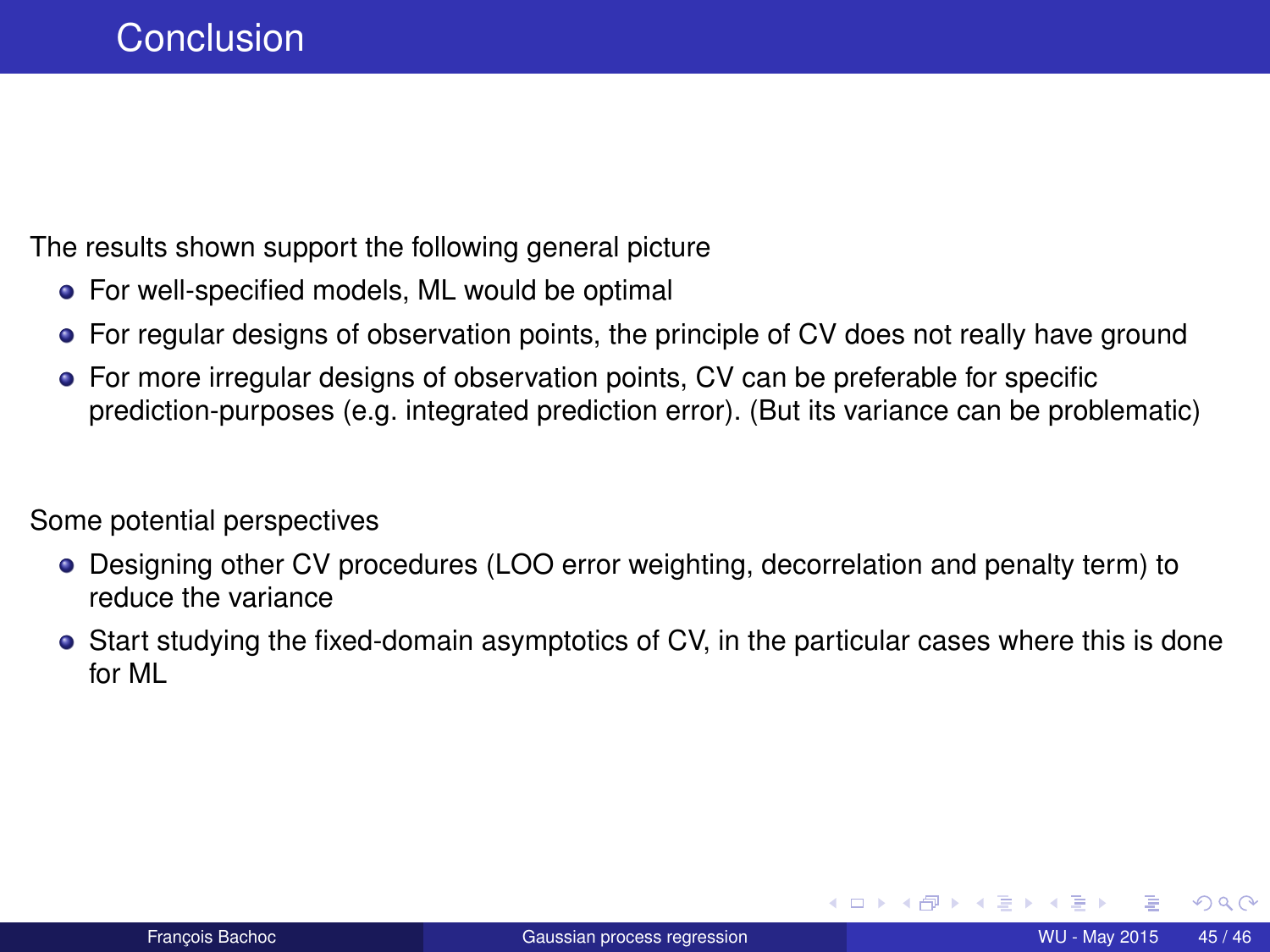# Conclusion

The results shown support the following general picture

- For well-specified models, ML would be optimal
- For regular designs of observation points, the principle of CV does not really have ground
- For more irregular designs of observation points, CV can be preferable for specific prediction-purposes (e.g. integrated prediction error). (But its variance can be problematic)

Some potential perspectives

- Designing other CV procedures (LOO error weighting, decorrelation and penalty term) to reduce the variance
- Start studying the fixed-domain asymptotics of CV, in the particular cases where this is done for ML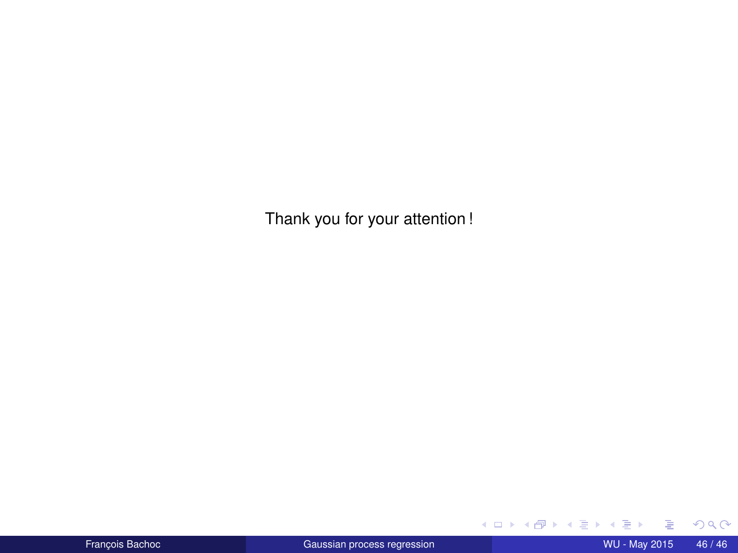Thank you for your attention !